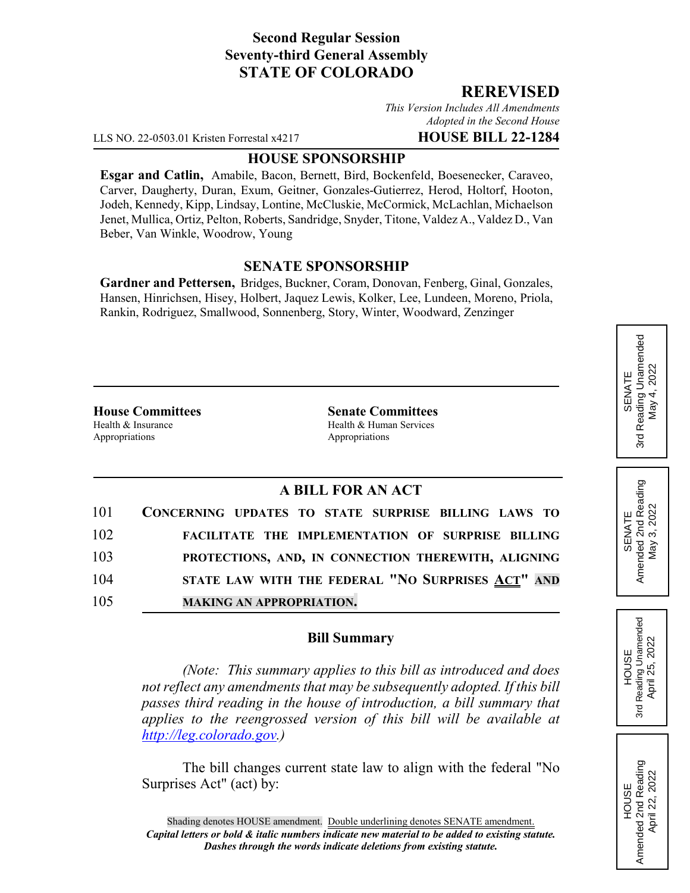**Second Regular Session**
**Seventy-third General Assembly**
**STATE OF COLORADO**

## REREVISED

*This Version Includes All Amendments Adopted in the Second House*

LLS NO. 22-0503.01 Kristen Forrestal x4217 **HOUSE BILL 22-1284**

**HOUSE SPONSORSHIP**

**Esgar and Catlin,** Amabile, Bacon, Bernett, Bird, Bockenfeld, Boesenecker, Caraveo, Carver, Daugherty, Duran, Exum, Geitner, Gonzales-Gutierrez, Herod, Holtorf, Hooton, Jodeh, Kennedy, Kipp, Lindsay, Lontine, McCluskie, McCormick, McLachlan, Michaelson Jenet, Mullica, Ortiz, Pelton, Roberts, Sandridge, Snyder, Titone, Valdez A., Valdez D., Van Beber, Van Winkle, Woodrow, Young

**SENATE SPONSORSHIP**

**Gardner and Pettersen,** Bridges, Buckner, Coram, Donovan, Fenberg, Ginal, Gonzales, Hansen, Hinrichsen, Hisey, Holbert, Jaquez Lewis, Kolker, Lee, Lundeen, Moreno, Priola, Rankin, Rodriguez, Smallwood, Sonnenberg, Story, Winter, Woodward, Zenzinger

**House Committees**
Health & Insurance
Appropriations

**Senate Committees**
Health & Human Services
Appropriations

SENATE 3rd Reading Unamended May 4, 2022

SENATE Amended 2nd Reading May 3, 2022

HOUSE 3rd Reading Unamended April 25, 2022

HOUSE Amended 2nd Reading April 22, 2022

**A BILL FOR AN ACT**

101 CONCERNING UPDATES TO STATE SURPRISE BILLING LAWS TO
102 FACILITATE THE IMPLEMENTATION OF SURPRISE BILLING
103 PROTECTIONS, AND, IN CONNECTION THEREWITH, ALIGNING
104 STATE LAW WITH THE FEDERAL "NO SURPRISES ACT" AND
105 MAKING AN APPROPRIATION.

**Bill Summary**

*(Note: This summary applies to this bill as introduced and does not reflect any amendments that may be subsequently adopted. If this bill passes third reading in the house of introduction, a bill summary that applies to the reengrossed version of this bill will be available at http://leg.colorado.gov.)*

The bill changes current state law to align with the federal "No Surprises Act" (act) by:

Shading denotes HOUSE amendment. Double underlining denotes SENATE amendment.
***Capital letters or bold & italic numbers indicate new material to be added to existing statute.***
***Dashes through the words indicate deletions from existing statute.***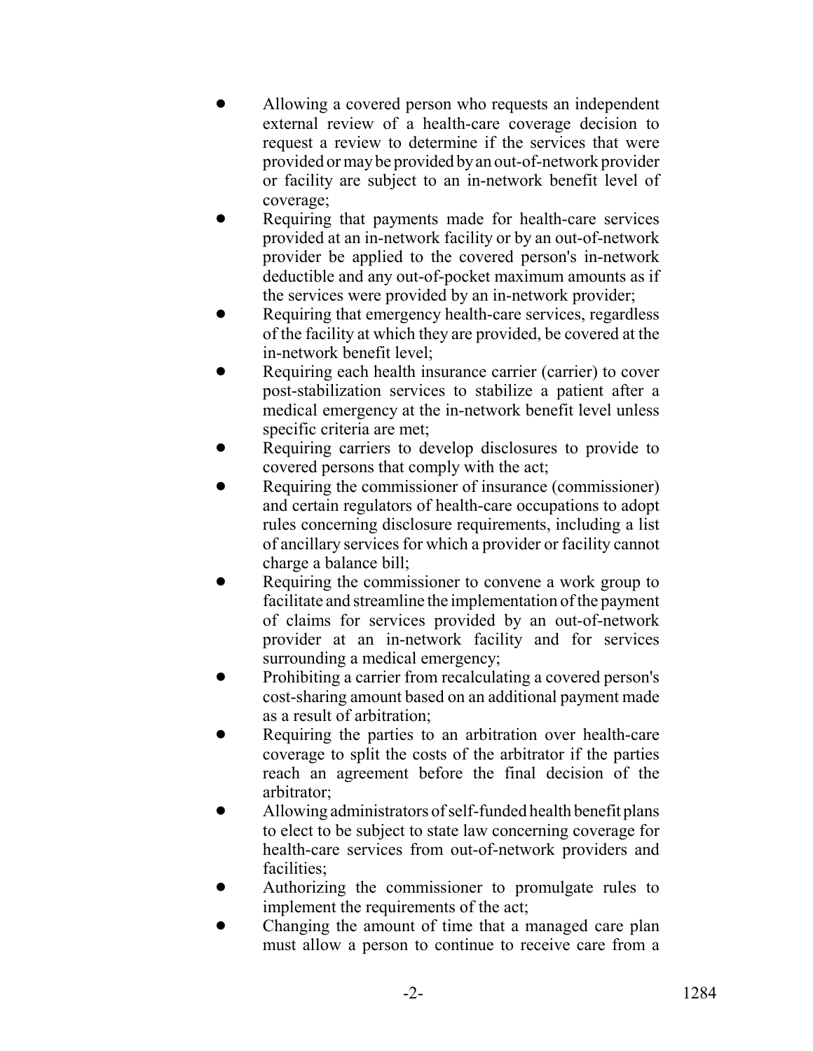- Allowing a covered person who requests an independent external review of a health-care coverage decision to request a review to determine if the services that were provided or may be provided by an out-of-network provider or facility are subject to an in-network benefit level of coverage;
- Requiring that payments made for health-care services provided at an in-network facility or by an out-of-network provider be applied to the covered person's in-network deductible and any out-of-pocket maximum amounts as if the services were provided by an in-network provider;
- Requiring that emergency health-care services, regardless of the facility at which they are provided, be covered at the in-network benefit level;
- Requiring each health insurance carrier (carrier) to cover post-stabilization services to stabilize a patient after a medical emergency at the in-network benefit level unless specific criteria are met;
- Requiring carriers to develop disclosures to provide to covered persons that comply with the act;
- Requiring the commissioner of insurance (commissioner) and certain regulators of health-care occupations to adopt rules concerning disclosure requirements, including a list of ancillary services for which a provider or facility cannot charge a balance bill;
- Requiring the commissioner to convene a work group to facilitate and streamline the implementation of the payment of claims for services provided by an out-of-network provider at an in-network facility and for services surrounding a medical emergency;
- Prohibiting a carrier from recalculating a covered person's cost-sharing amount based on an additional payment made as a result of arbitration;
- Requiring the parties to an arbitration over health-care coverage to split the costs of the arbitrator if the parties reach an agreement before the final decision of the arbitrator;
- Allowing administrators of self-funded health benefit plans to elect to be subject to state law concerning coverage for health-care services from out-of-network providers and facilities;
- Authorizing the commissioner to promulgate rules to implement the requirements of the act;
- Changing the amount of time that a managed care plan must allow a person to continue to receive care from a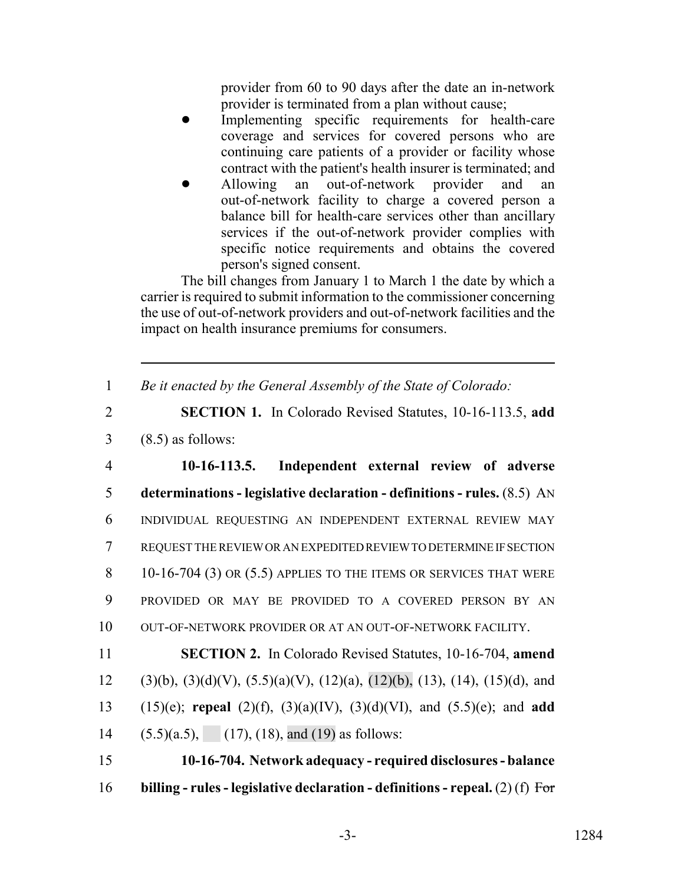provider from 60 to 90 days after the date an in-network provider is terminated from a plan without cause;

- Implementing specific requirements for health-care coverage and services for covered persons who are continuing care patients of a provider or facility whose contract with the patient's health insurer is terminated; and
- Allowing an out-of-network provider and an out-of-network facility to charge a covered person a balance bill for health-care services other than ancillary services if the out-of-network provider complies with specific notice requirements and obtains the covered person's signed consent.

The bill changes from January 1 to March 1 the date by which a carrier is required to submit information to the commissioner concerning the use of out-of-network providers and out-of-network facilities and the impact on health insurance premiums for consumers.

---

1 *Be it enacted by the General Assembly of the State of Colorado:*

2 **SECTION 1.** In Colorado Revised Statutes, 10-16-113.5, **add**
3 (8.5) as follows:

4 **10-16-113.5. Independent external review of adverse**
5 **determinations - legislative declaration - definitions - rules.** (8.5) AN
6 INDIVIDUAL REQUESTING AN INDEPENDENT EXTERNAL REVIEW MAY
7 REQUEST THE REVIEW OR AN EXPEDITED REVIEW TO DETERMINE IF SECTION
8 10-16-704 (3) OR (5.5) APPLIES TO THE ITEMS OR SERVICES THAT WERE
9 PROVIDED OR MAY BE PROVIDED TO A COVERED PERSON BY AN
10 OUT-OF-NETWORK PROVIDER OR AT AN OUT-OF-NETWORK FACILITY.

11 **SECTION 2.** In Colorado Revised Statutes, 10-16-704, **amend**
12 (3)(b), (3)(d)(V), (5.5)(a)(V), (12)(a), (12)(b), (13), (14), (15)(d), and
13 (15)(e); **repeal** (2)(f), (3)(a)(IV), (3)(d)(VI), and (5.5)(e); and **add**
14 (5.5)(a.5), (17), (18), and (19) as follows:

15 **10-16-704. Network adequacy - required disclosures - balance**
16 **billing - rules - legislative declaration - definitions - repeal.** (2) (f) ~~For~~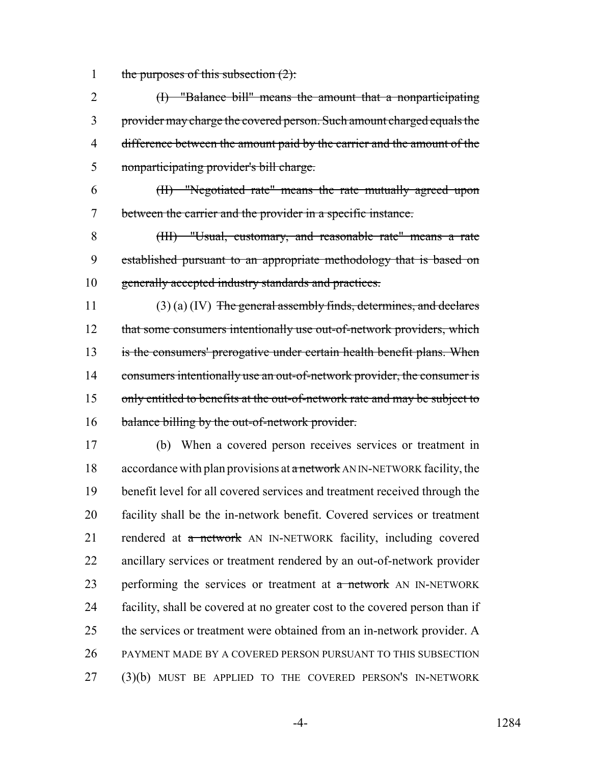1 ~~the purposes of this subsection (2):~~

2 ~~(I) "Balance bill" means the amount that a nonparticipating~~
3 ~~provider may charge the covered person. Such amount charged equals the~~
4 ~~difference between the amount paid by the carrier and the amount of the~~
5 ~~nonparticipating provider's bill charge.~~

6 ~~(II) "Negotiated rate" means the rate mutually agreed upon~~
7 ~~between the carrier and the provider in a specific instance.~~

8 ~~(III) "Usual, customary, and reasonable rate" means a rate~~
9 ~~established pursuant to an appropriate methodology that is based on~~
10 ~~generally accepted industry standards and practices.~~

11 (3) (a) (IV) ~~The general assembly finds, determines, and declares~~
12 ~~that some consumers intentionally use out-of-network providers, which~~
13 ~~is the consumers' prerogative under certain health benefit plans. When~~
14 ~~consumers intentionally use an out-of-network provider, the consumer is~~
15 ~~only entitled to benefits at the out-of-network rate and may be subject to~~
16 ~~balance billing by the out-of-network provider.~~

17 (b) When a covered person receives services or treatment in
18 accordance with plan provisions at ~~a network~~ AN IN-NETWORK facility, the
19 benefit level for all covered services and treatment received through the
20 facility shall be the in-network benefit. Covered services or treatment
21 rendered at ~~a network~~ AN IN-NETWORK facility, including covered
22 ancillary services or treatment rendered by an out-of-network provider
23 performing the services or treatment at ~~a network~~ AN IN-NETWORK
24 facility, shall be covered at no greater cost to the covered person than if
25 the services or treatment were obtained from an in-network provider. A
26 PAYMENT MADE BY A COVERED PERSON PURSUANT TO THIS SUBSECTION
27 (3)(b) MUST BE APPLIED TO THE COVERED PERSON'S IN-NETWORK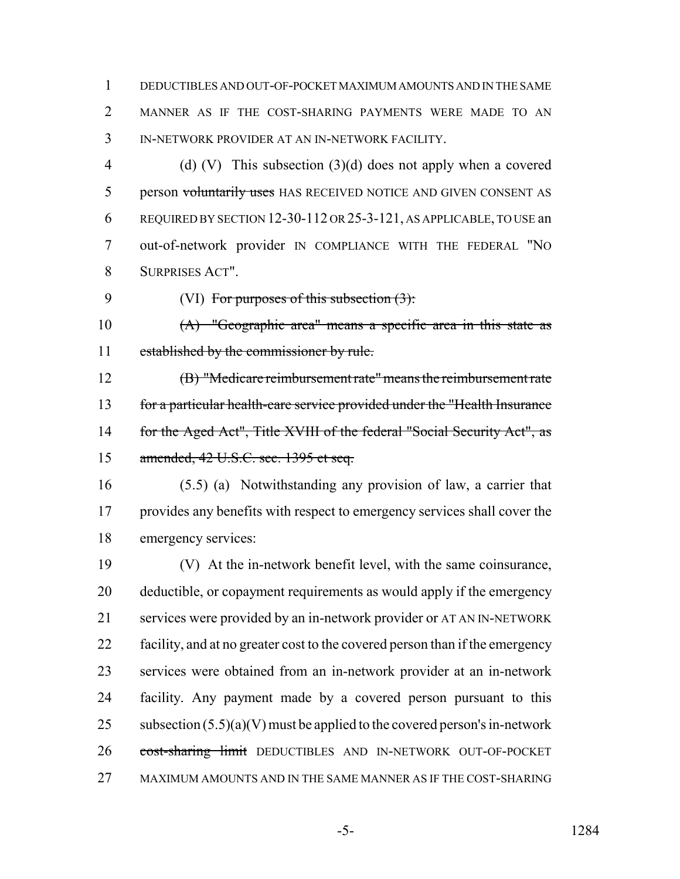DEDUCTIBLES AND OUT-OF-POCKET MAXIMUM AMOUNTS AND IN THE SAME MANNER AS IF THE COST-SHARING PAYMENTS WERE MADE TO AN IN-NETWORK PROVIDER AT AN IN-NETWORK FACILITY.

(d) (V) This subsection (3)(d) does not apply when a covered person ~~voluntarily uses~~ HAS RECEIVED NOTICE AND GIVEN CONSENT AS REQUIRED BY SECTION 12-30-112 OR 25-3-121, AS APPLICABLE, TO USE an out-of-network provider IN COMPLIANCE WITH THE FEDERAL "NO SURPRISES ACT".

(VI) ~~For purposes of this subsection (3):~~

~~(A) "Geographic area" means a specific area in this state as established by the commissioner by rule.~~

~~(B) "Medicare reimbursement rate" means the reimbursement rate for a particular health-care service provided under the "Health Insurance for the Aged Act", Title XVIII of the federal "Social Security Act", as amended, 42 U.S.C. sec. 1395 et seq.~~

(5.5) (a) Notwithstanding any provision of law, a carrier that provides any benefits with respect to emergency services shall cover the emergency services:

(V) At the in-network benefit level, with the same coinsurance, deductible, or copayment requirements as would apply if the emergency services were provided by an in-network provider or AT AN IN-NETWORK facility, and at no greater cost to the covered person than if the emergency services were obtained from an in-network provider at an in-network facility. Any payment made by a covered person pursuant to this subsection (5.5)(a)(V) must be applied to the covered person's in-network ~~cost-sharing limit~~ DEDUCTIBLES AND IN-NETWORK OUT-OF-POCKET MAXIMUM AMOUNTS AND IN THE SAME MANNER AS IF THE COST-SHARING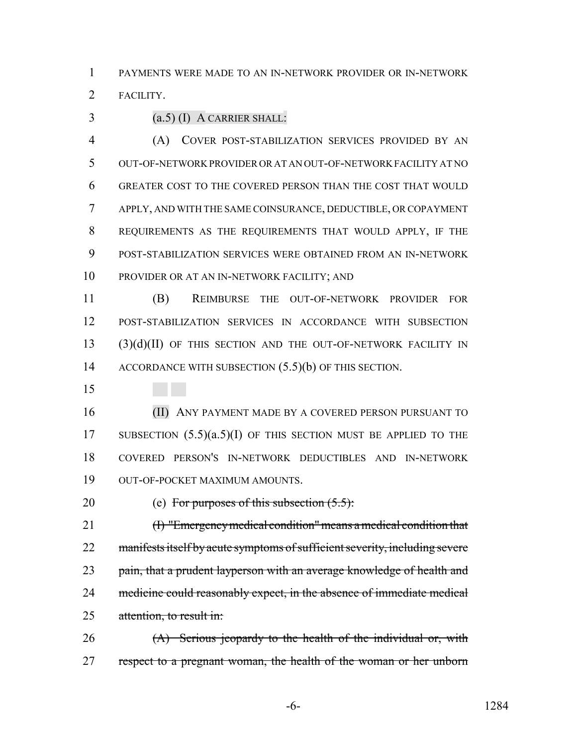PAYMENTS WERE MADE TO AN IN-NETWORK PROVIDER OR IN-NETWORK FACILITY.

(a.5) (I) A CARRIER SHALL:

(A) COVER POST-STABILIZATION SERVICES PROVIDED BY AN OUT-OF-NETWORK PROVIDER OR AT AN OUT-OF-NETWORK FACILITY AT NO GREATER COST TO THE COVERED PERSON THAN THE COST THAT WOULD APPLY, AND WITH THE SAME COINSURANCE, DEDUCTIBLE, OR COPAYMENT REQUIREMENTS AS THE REQUIREMENTS THAT WOULD APPLY, IF THE POST-STABILIZATION SERVICES WERE OBTAINED FROM AN IN-NETWORK PROVIDER OR AT AN IN-NETWORK FACILITY; AND

(B) REIMBURSE THE OUT-OF-NETWORK PROVIDER FOR POST-STABILIZATION SERVICES IN ACCORDANCE WITH SUBSECTION (3)(d)(II) OF THIS SECTION AND THE OUT-OF-NETWORK FACILITY IN ACCORDANCE WITH SUBSECTION (5.5)(b) OF THIS SECTION.

(II) ANY PAYMENT MADE BY A COVERED PERSON PURSUANT TO SUBSECTION (5.5)(a.5)(I) OF THIS SECTION MUST BE APPLIED TO THE COVERED PERSON'S IN-NETWORK DEDUCTIBLES AND IN-NETWORK OUT-OF-POCKET MAXIMUM AMOUNTS.

(e) ~~For purposes of this subsection (5.5):~~

~~(I) "Emergency medical condition" means a medical condition that manifests itself by acute symptoms of sufficient severity, including severe pain, that a prudent layperson with an average knowledge of health and medicine could reasonably expect, in the absence of immediate medical attention, to result in:~~

~~(A) Serious jeopardy to the health of the individual or, with respect to a pregnant woman, the health of the woman or her unborn~~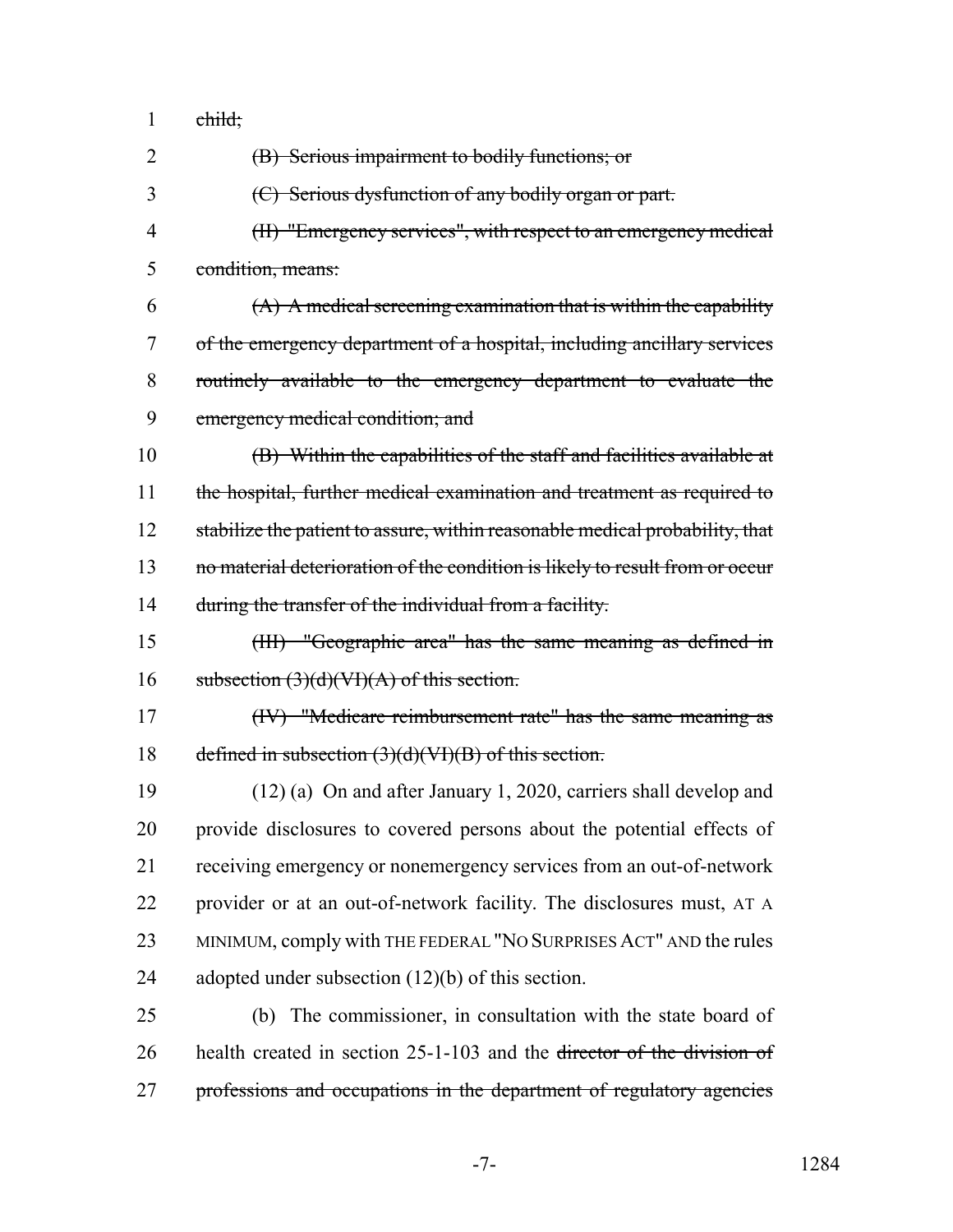child;

(B) Serious impairment to bodily functions; or

(C) Serious dysfunction of any bodily organ or part.

(II) "Emergency services", with respect to an emergency medical condition, means:

(A) A medical screening examination that is within the capability of the emergency department of a hospital, including ancillary services routinely available to the emergency department to evaluate the emergency medical condition; and

(B) Within the capabilities of the staff and facilities available at the hospital, further medical examination and treatment as required to stabilize the patient to assure, within reasonable medical probability, that no material deterioration of the condition is likely to result from or occur during the transfer of the individual from a facility.

(III) "Geographic area" has the same meaning as defined in subsection (3)(d)(VI)(A) of this section.

(IV) "Medicare reimbursement rate" has the same meaning as defined in subsection (3)(d)(VI)(B) of this section.

(12) (a) On and after January 1, 2020, carriers shall develop and provide disclosures to covered persons about the potential effects of receiving emergency or nonemergency services from an out-of-network provider or at an out-of-network facility. The disclosures must, AT A MINIMUM, comply with THE FEDERAL "NO SURPRISES ACT" AND the rules adopted under subsection (12)(b) of this section.

(b) The commissioner, in consultation with the state board of health created in section 25-1-103 and the director of the division of professions and occupations in the department of regulatory agencies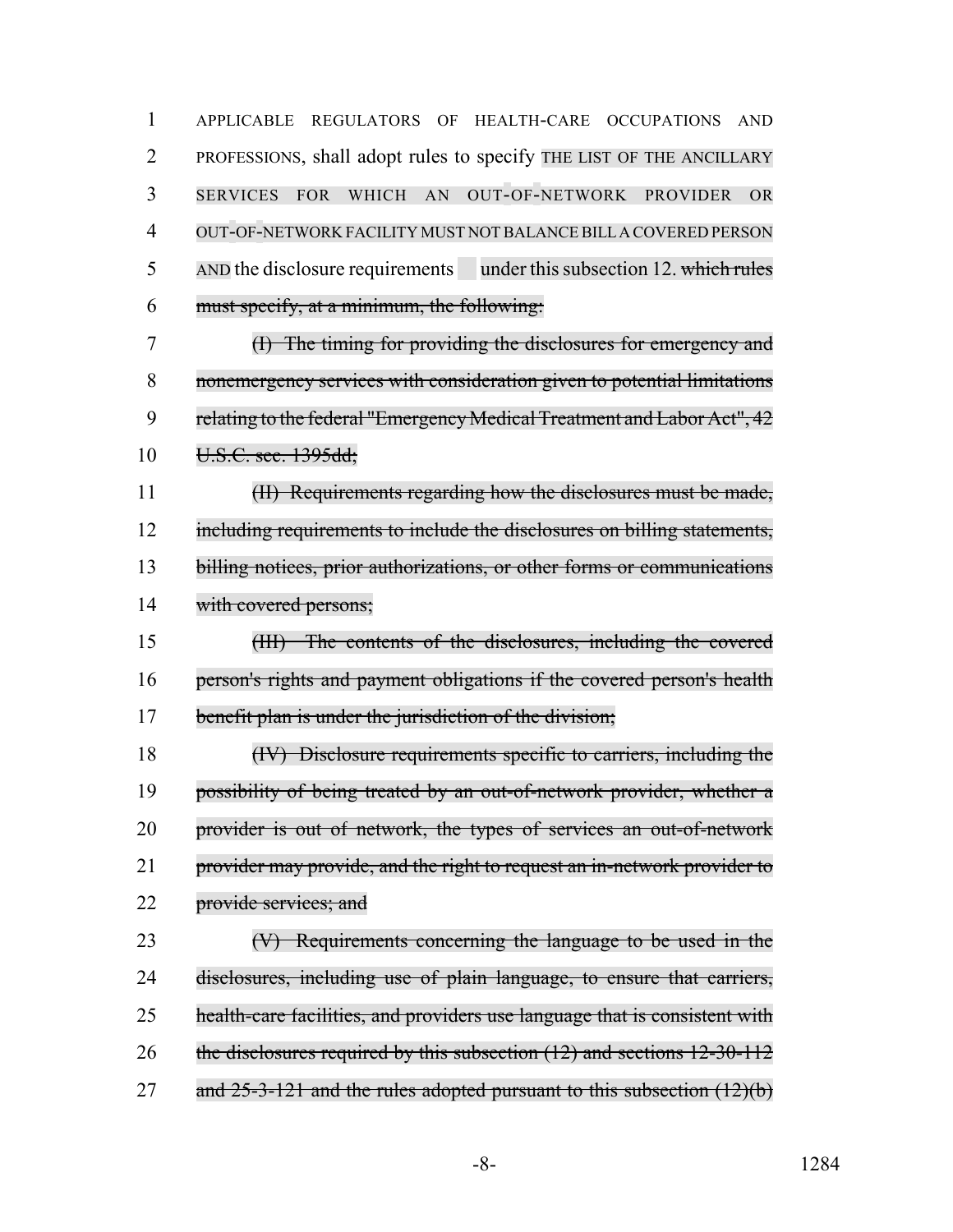APPLICABLE REGULATORS OF HEALTH-CARE OCCUPATIONS AND PROFESSIONS, shall adopt rules to specify THE LIST OF THE ANCILLARY SERVICES FOR WHICH AN OUT-OF-NETWORK PROVIDER OR OUT-OF-NETWORK FACILITY MUST NOT BALANCE BILL A COVERED PERSON AND the disclosure requirements under this subsection 12. ~~which rules must specify, at a minimum, the following:~~

~~(I) The timing for providing the disclosures for emergency and nonemergency services with consideration given to potential limitations relating to the federal "Emergency Medical Treatment and Labor Act", 42 U.S.C. sec. 1395dd;~~

~~(II) Requirements regarding how the disclosures must be made, including requirements to include the disclosures on billing statements, billing notices, prior authorizations, or other forms or communications with covered persons;~~

~~(III) The contents of the disclosures, including the covered person's rights and payment obligations if the covered person's health benefit plan is under the jurisdiction of the division;~~

~~(IV) Disclosure requirements specific to carriers, including the possibility of being treated by an out-of-network provider, whether a provider is out of network, the types of services an out-of-network provider may provide, and the right to request an in-network provider to provide services; and~~

~~(V) Requirements concerning the language to be used in the disclosures, including use of plain language, to ensure that carriers, health-care facilities, and providers use language that is consistent with the disclosures required by this subsection (12) and sections 12-30-112 and 25-3-121 and the rules adopted pursuant to this subsection (12)(b)~~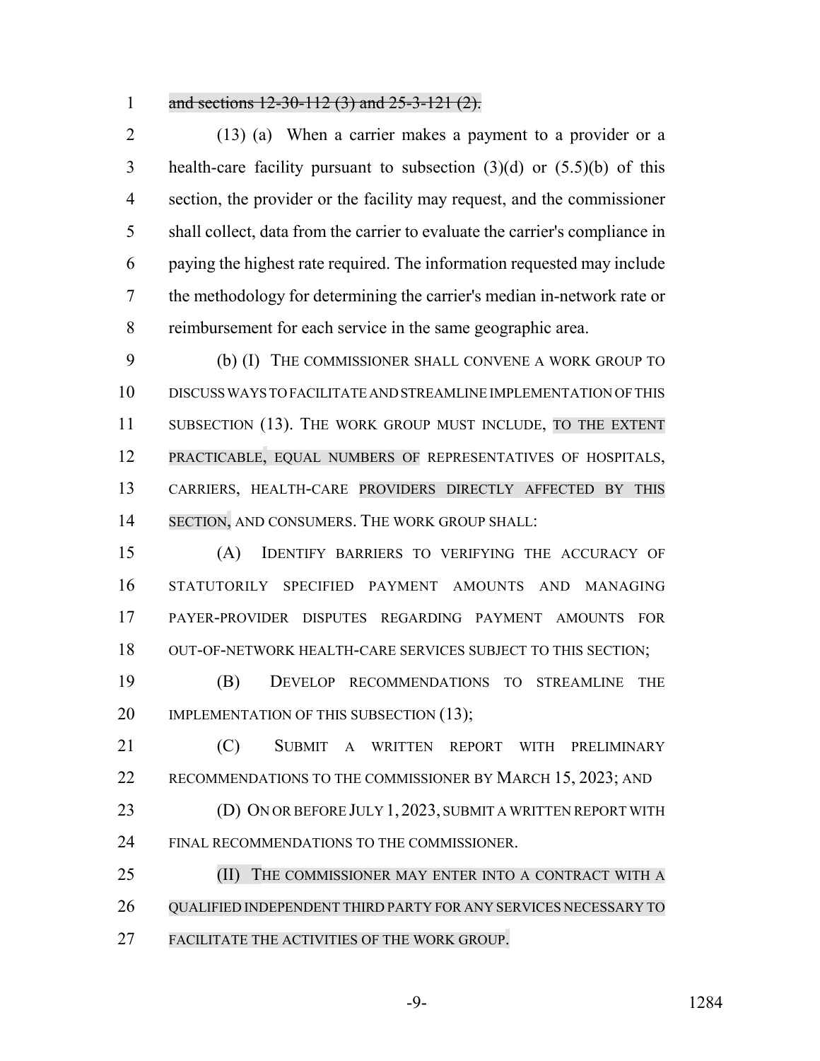~~and sections 12-30-112 (3) and 25-3-121 (2).~~

(13) (a) When a carrier makes a payment to a provider or a health-care facility pursuant to subsection (3)(d) or (5.5)(b) of this section, the provider or the facility may request, and the commissioner shall collect, data from the carrier to evaluate the carrier's compliance in paying the highest rate required. The information requested may include the methodology for determining the carrier's median in-network rate or reimbursement for each service in the same geographic area.

(b) (I) THE COMMISSIONER SHALL CONVENE A WORK GROUP TO DISCUSS WAYS TO FACILITATE AND STREAMLINE IMPLEMENTATION OF THIS SUBSECTION (13). THE WORK GROUP MUST INCLUDE, TO THE EXTENT PRACTICABLE, EQUAL NUMBERS OF REPRESENTATIVES OF HOSPITALS, CARRIERS, HEALTH-CARE PROVIDERS DIRECTLY AFFECTED BY THIS SECTION, AND CONSUMERS. THE WORK GROUP SHALL:

(A) IDENTIFY BARRIERS TO VERIFYING THE ACCURACY OF STATUTORILY SPECIFIED PAYMENT AMOUNTS AND MANAGING PAYER-PROVIDER DISPUTES REGARDING PAYMENT AMOUNTS FOR OUT-OF-NETWORK HEALTH-CARE SERVICES SUBJECT TO THIS SECTION;

(B) DEVELOP RECOMMENDATIONS TO STREAMLINE THE IMPLEMENTATION OF THIS SUBSECTION (13);

(C) SUBMIT A WRITTEN REPORT WITH PRELIMINARY RECOMMENDATIONS TO THE COMMISSIONER BY MARCH 15, 2023; AND

(D) ON OR BEFORE JULY 1, 2023, SUBMIT A WRITTEN REPORT WITH FINAL RECOMMENDATIONS TO THE COMMISSIONER.

(II) THE COMMISSIONER MAY ENTER INTO A CONTRACT WITH A QUALIFIED INDEPENDENT THIRD PARTY FOR ANY SERVICES NECESSARY TO FACILITATE THE ACTIVITIES OF THE WORK GROUP.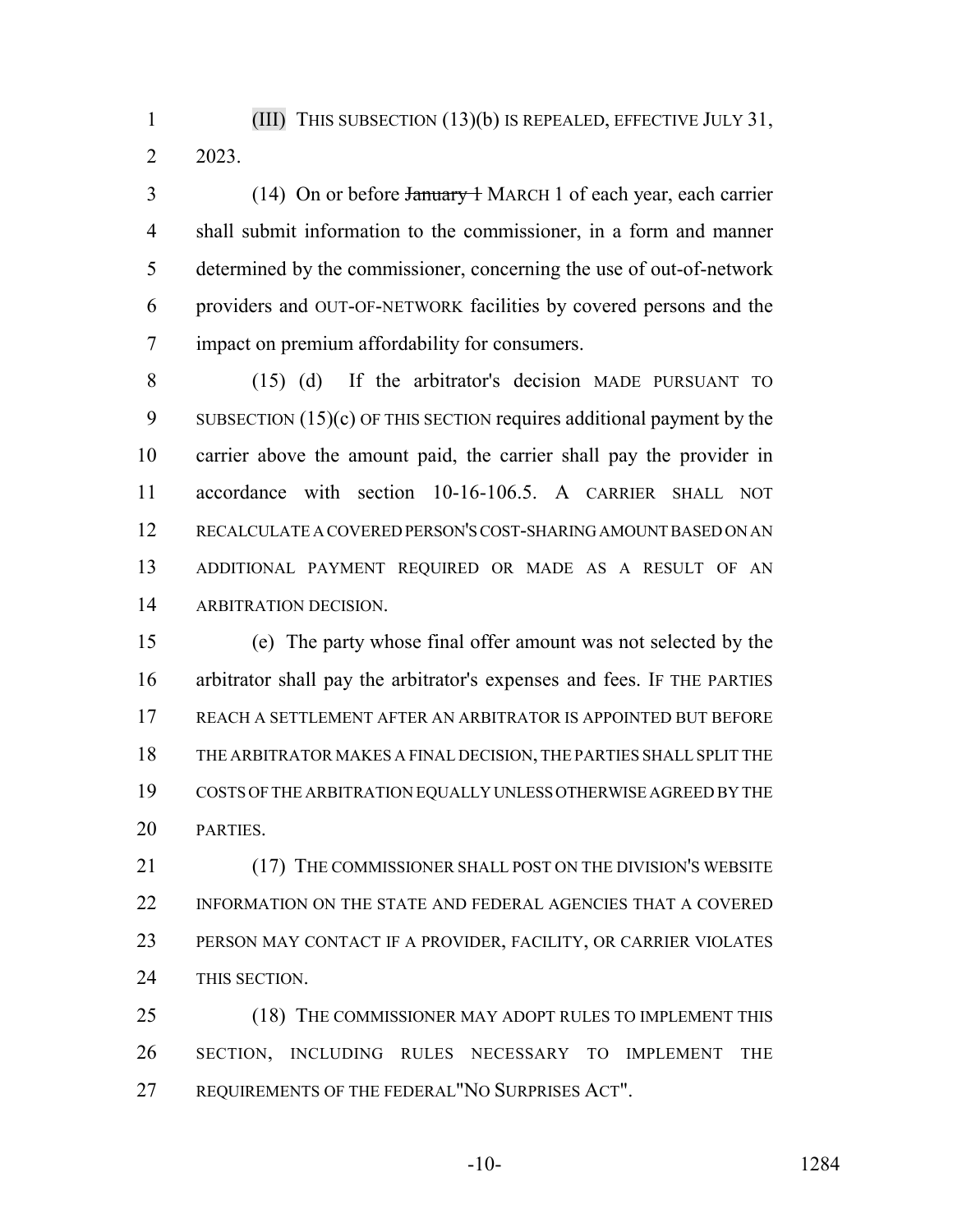(III) THIS SUBSECTION (13)(b) IS REPEALED, EFFECTIVE JULY 31, 2023.

(14) On or before ~~January 1~~ MARCH 1 of each year, each carrier shall submit information to the commissioner, in a form and manner determined by the commissioner, concerning the use of out-of-network providers and OUT-OF-NETWORK facilities by covered persons and the impact on premium affordability for consumers.

(15) (d) If the arbitrator's decision MADE PURSUANT TO SUBSECTION (15)(c) OF THIS SECTION requires additional payment by the carrier above the amount paid, the carrier shall pay the provider in accordance with section 10-16-106.5. A CARRIER SHALL NOT RECALCULATE A COVERED PERSON'S COST-SHARING AMOUNT BASED ON AN ADDITIONAL PAYMENT REQUIRED OR MADE AS A RESULT OF AN ARBITRATION DECISION.

(e) The party whose final offer amount was not selected by the arbitrator shall pay the arbitrator's expenses and fees. IF THE PARTIES REACH A SETTLEMENT AFTER AN ARBITRATOR IS APPOINTED BUT BEFORE THE ARBITRATOR MAKES A FINAL DECISION, THE PARTIES SHALL SPLIT THE COSTS OF THE ARBITRATION EQUALLY UNLESS OTHERWISE AGREED BY THE PARTIES.

(17) THE COMMISSIONER SHALL POST ON THE DIVISION'S WEBSITE INFORMATION ON THE STATE AND FEDERAL AGENCIES THAT A COVERED PERSON MAY CONTACT IF A PROVIDER, FACILITY, OR CARRIER VIOLATES THIS SECTION.

(18) THE COMMISSIONER MAY ADOPT RULES TO IMPLEMENT THIS SECTION, INCLUDING RULES NECESSARY TO IMPLEMENT THE REQUIREMENTS OF THE FEDERAL "NO SURPRISES ACT".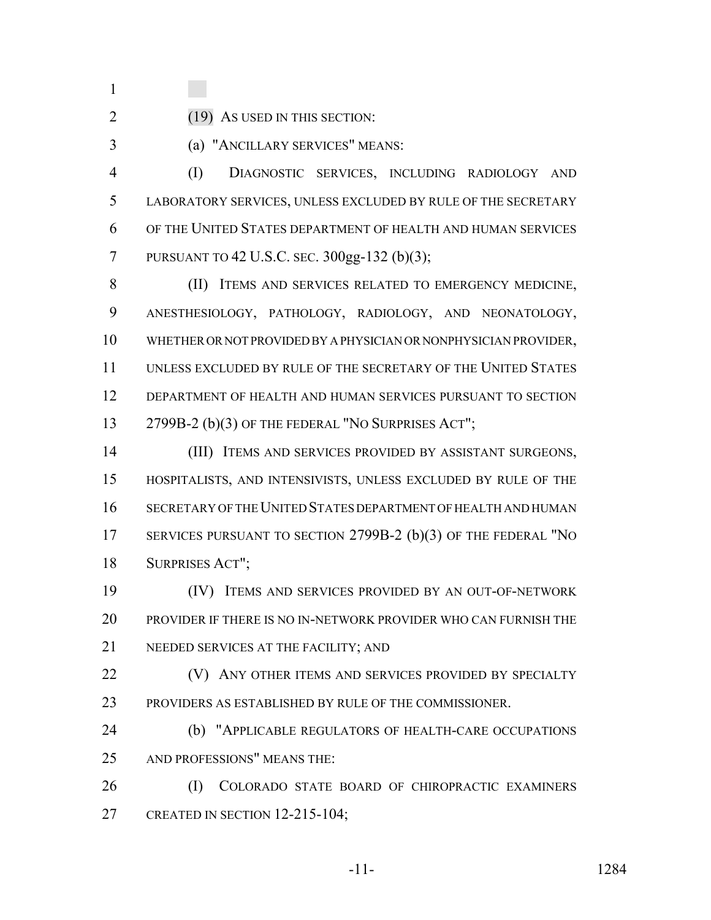(19) AS USED IN THIS SECTION:

(a) "ANCILLARY SERVICES" MEANS:

(I) DIAGNOSTIC SERVICES, INCLUDING RADIOLOGY AND LABORATORY SERVICES, UNLESS EXCLUDED BY RULE OF THE SECRETARY OF THE UNITED STATES DEPARTMENT OF HEALTH AND HUMAN SERVICES PURSUANT TO 42 U.S.C. SEC. 300gg-132 (b)(3);

(II) ITEMS AND SERVICES RELATED TO EMERGENCY MEDICINE, ANESTHESIOLOGY, PATHOLOGY, RADIOLOGY, AND NEONATOLOGY, WHETHER OR NOT PROVIDED BY A PHYSICIAN OR NONPHYSICIAN PROVIDER, UNLESS EXCLUDED BY RULE OF THE SECRETARY OF THE UNITED STATES DEPARTMENT OF HEALTH AND HUMAN SERVICES PURSUANT TO SECTION 2799B-2 (b)(3) OF THE FEDERAL "NO SURPRISES ACT";

(III) ITEMS AND SERVICES PROVIDED BY ASSISTANT SURGEONS, HOSPITALISTS, AND INTENSIVISTS, UNLESS EXCLUDED BY RULE OF THE SECRETARY OF THE UNITED STATES DEPARTMENT OF HEALTH AND HUMAN SERVICES PURSUANT TO SECTION 2799B-2 (b)(3) OF THE FEDERAL "NO SURPRISES ACT";

(IV) ITEMS AND SERVICES PROVIDED BY AN OUT-OF-NETWORK PROVIDER IF THERE IS NO IN-NETWORK PROVIDER WHO CAN FURNISH THE NEEDED SERVICES AT THE FACILITY; AND

(V) ANY OTHER ITEMS AND SERVICES PROVIDED BY SPECIALTY PROVIDERS AS ESTABLISHED BY RULE OF THE COMMISSIONER.

(b) "APPLICABLE REGULATORS OF HEALTH-CARE OCCUPATIONS AND PROFESSIONS" MEANS THE:

(I) COLORADO STATE BOARD OF CHIROPRACTIC EXAMINERS CREATED IN SECTION 12-215-104;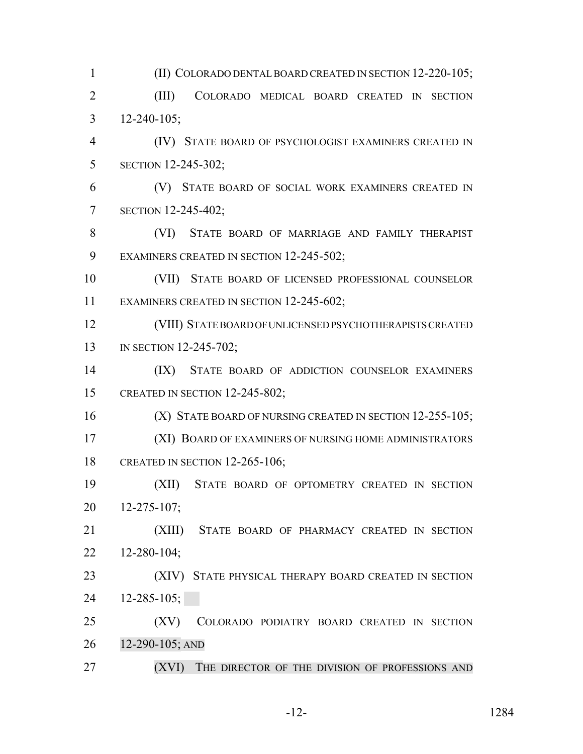(II) COLORADO DENTAL BOARD CREATED IN SECTION 12-220-105;

(III) COLORADO MEDICAL BOARD CREATED IN SECTION 12-240-105;

(IV) STATE BOARD OF PSYCHOLOGIST EXAMINERS CREATED IN SECTION 12-245-302;

(V) STATE BOARD OF SOCIAL WORK EXAMINERS CREATED IN SECTION 12-245-402;

(VI) STATE BOARD OF MARRIAGE AND FAMILY THERAPIST EXAMINERS CREATED IN SECTION 12-245-502;

(VII) STATE BOARD OF LICENSED PROFESSIONAL COUNSELOR EXAMINERS CREATED IN SECTION 12-245-602;

(VIII) STATE BOARD OF UNLICENSED PSYCHOTHERAPISTS CREATED IN SECTION 12-245-702;

(IX) STATE BOARD OF ADDICTION COUNSELOR EXAMINERS CREATED IN SECTION 12-245-802;

(X) STATE BOARD OF NURSING CREATED IN SECTION 12-255-105;

(XI) BOARD OF EXAMINERS OF NURSING HOME ADMINISTRATORS CREATED IN SECTION 12-265-106;

(XII) STATE BOARD OF OPTOMETRY CREATED IN SECTION 12-275-107;

(XIII) STATE BOARD OF PHARMACY CREATED IN SECTION 12-280-104;

(XIV) STATE PHYSICAL THERAPY BOARD CREATED IN SECTION 12-285-105;

(XV) COLORADO PODIATRY BOARD CREATED IN SECTION 12-290-105; AND

(XVI) THE DIRECTOR OF THE DIVISION OF PROFESSIONS AND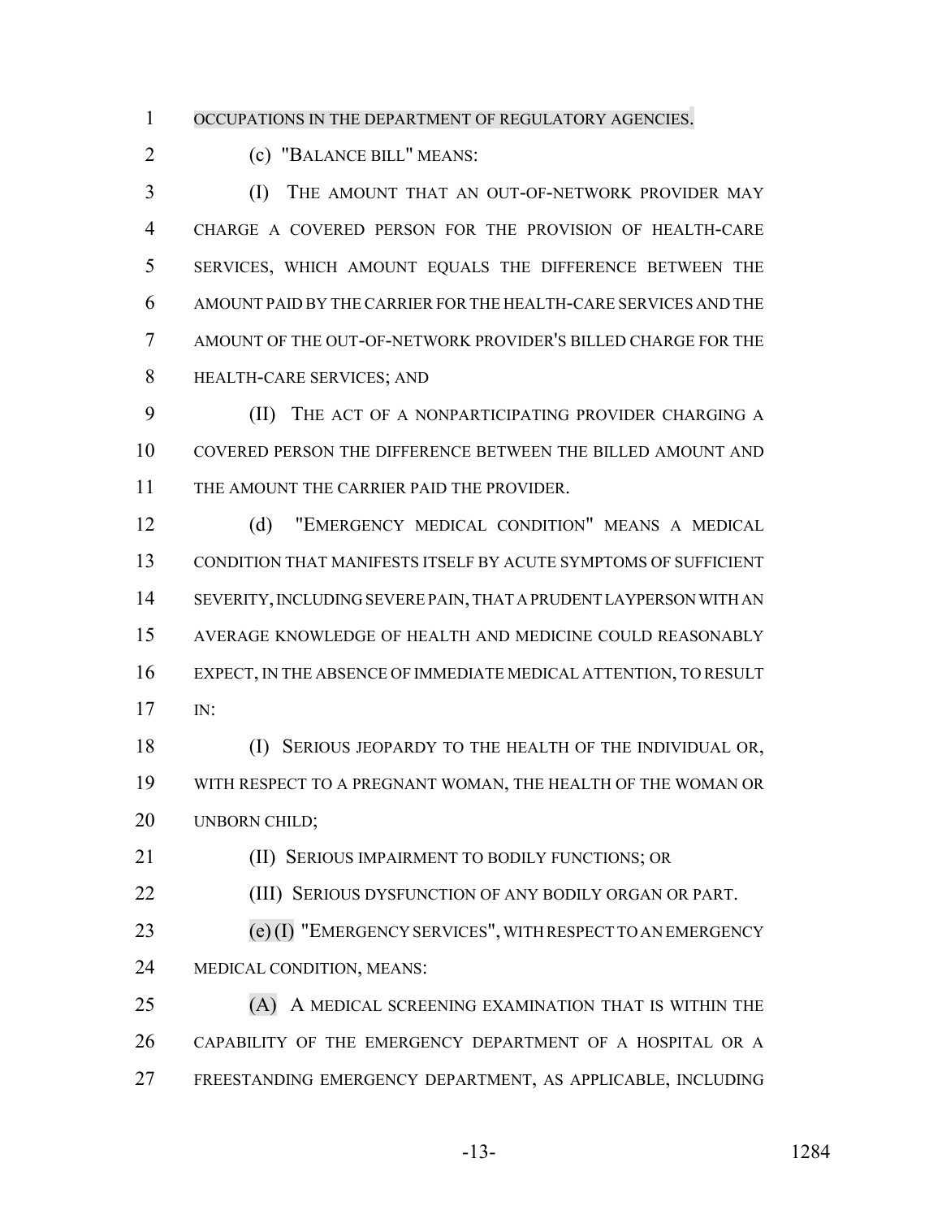OCCUPATIONS IN THE DEPARTMENT OF REGULATORY AGENCIES.

(c) "BALANCE BILL" MEANS:

(I) THE AMOUNT THAT AN OUT-OF-NETWORK PROVIDER MAY CHARGE A COVERED PERSON FOR THE PROVISION OF HEALTH-CARE SERVICES, WHICH AMOUNT EQUALS THE DIFFERENCE BETWEEN THE AMOUNT PAID BY THE CARRIER FOR THE HEALTH-CARE SERVICES AND THE AMOUNT OF THE OUT-OF-NETWORK PROVIDER'S BILLED CHARGE FOR THE HEALTH-CARE SERVICES; AND

(II) THE ACT OF A NONPARTICIPATING PROVIDER CHARGING A COVERED PERSON THE DIFFERENCE BETWEEN THE BILLED AMOUNT AND THE AMOUNT THE CARRIER PAID THE PROVIDER.

(d) "EMERGENCY MEDICAL CONDITION" MEANS A MEDICAL CONDITION THAT MANIFESTS ITSELF BY ACUTE SYMPTOMS OF SUFFICIENT SEVERITY, INCLUDING SEVERE PAIN, THAT A PRUDENT LAYPERSON WITH AN AVERAGE KNOWLEDGE OF HEALTH AND MEDICINE COULD REASONABLY EXPECT, IN THE ABSENCE OF IMMEDIATE MEDICAL ATTENTION, TO RESULT IN:

(I) SERIOUS JEOPARDY TO THE HEALTH OF THE INDIVIDUAL OR, WITH RESPECT TO A PREGNANT WOMAN, THE HEALTH OF THE WOMAN OR UNBORN CHILD;

(II) SERIOUS IMPAIRMENT TO BODILY FUNCTIONS; OR

(III) SERIOUS DYSFUNCTION OF ANY BODILY ORGAN OR PART.

(e) (I) "EMERGENCY SERVICES", WITH RESPECT TO AN EMERGENCY MEDICAL CONDITION, MEANS:

(A) A MEDICAL SCREENING EXAMINATION THAT IS WITHIN THE CAPABILITY OF THE EMERGENCY DEPARTMENT OF A HOSPITAL OR A FREESTANDING EMERGENCY DEPARTMENT, AS APPLICABLE, INCLUDING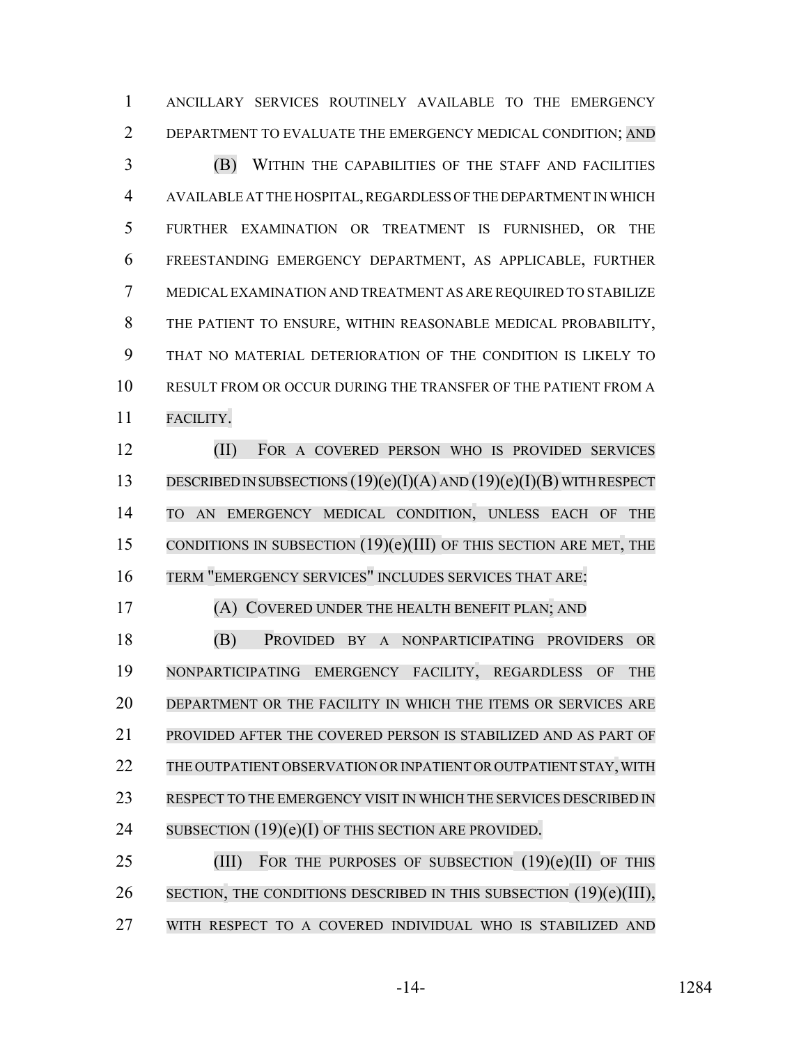ANCILLARY SERVICES ROUTINELY AVAILABLE TO THE EMERGENCY DEPARTMENT TO EVALUATE THE EMERGENCY MEDICAL CONDITION; AND

(B) WITHIN THE CAPABILITIES OF THE STAFF AND FACILITIES AVAILABLE AT THE HOSPITAL, REGARDLESS OF THE DEPARTMENT IN WHICH FURTHER EXAMINATION OR TREATMENT IS FURNISHED, OR THE FREESTANDING EMERGENCY DEPARTMENT, AS APPLICABLE, FURTHER MEDICAL EXAMINATION AND TREATMENT AS ARE REQUIRED TO STABILIZE THE PATIENT TO ENSURE, WITHIN REASONABLE MEDICAL PROBABILITY, THAT NO MATERIAL DETERIORATION OF THE CONDITION IS LIKELY TO RESULT FROM OR OCCUR DURING THE TRANSFER OF THE PATIENT FROM A FACILITY.

(II) FOR A COVERED PERSON WHO IS PROVIDED SERVICES DESCRIBED IN SUBSECTIONS (19)(e)(I)(A) AND (19)(e)(I)(B) WITH RESPECT TO AN EMERGENCY MEDICAL CONDITION, UNLESS EACH OF THE CONDITIONS IN SUBSECTION (19)(e)(III) OF THIS SECTION ARE MET, THE TERM "EMERGENCY SERVICES" INCLUDES SERVICES THAT ARE:

(A) COVERED UNDER THE HEALTH BENEFIT PLAN; AND

(B) PROVIDED BY A NONPARTICIPATING PROVIDERS OR NONPARTICIPATING EMERGENCY FACILITY, REGARDLESS OF THE DEPARTMENT OR THE FACILITY IN WHICH THE ITEMS OR SERVICES ARE PROVIDED AFTER THE COVERED PERSON IS STABILIZED AND AS PART OF THE OUTPATIENT OBSERVATION OR INPATIENT OR OUTPATIENT STAY, WITH RESPECT TO THE EMERGENCY VISIT IN WHICH THE SERVICES DESCRIBED IN SUBSECTION (19)(e)(I) OF THIS SECTION ARE PROVIDED.

(III) FOR THE PURPOSES OF SUBSECTION (19)(e)(II) OF THIS SECTION, THE CONDITIONS DESCRIBED IN THIS SUBSECTION (19)(e)(III), WITH RESPECT TO A COVERED INDIVIDUAL WHO IS STABILIZED AND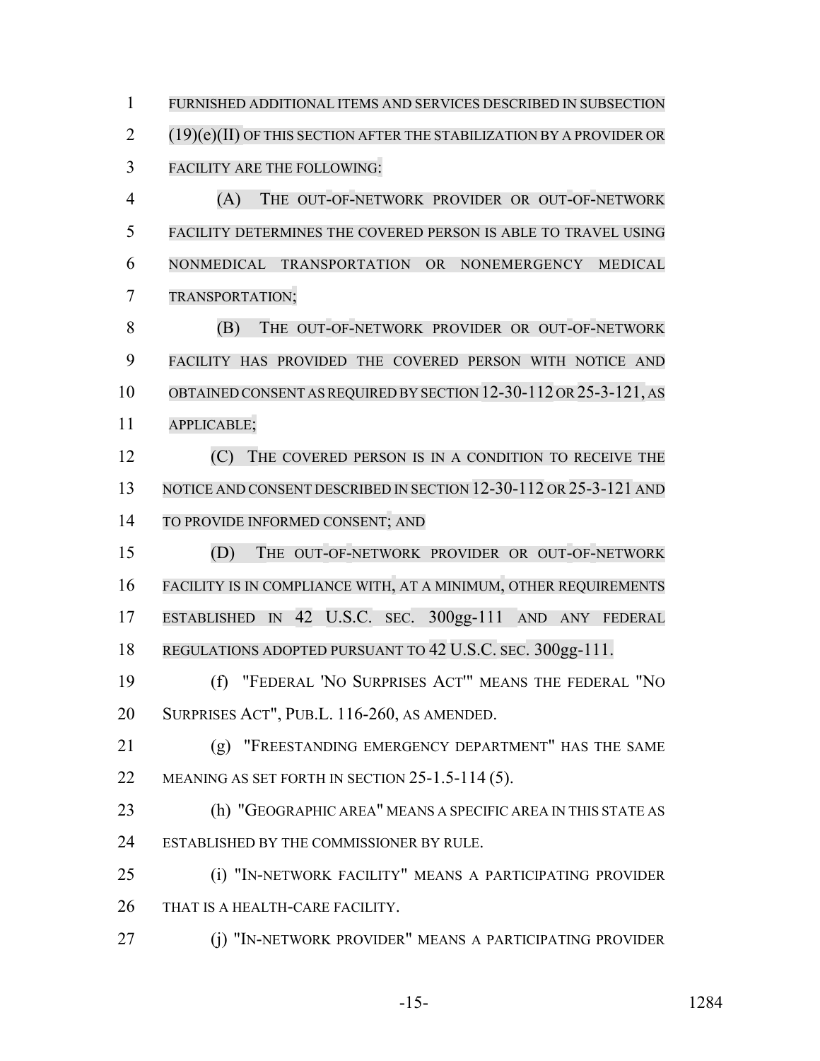FURNISHED ADDITIONAL ITEMS AND SERVICES DESCRIBED IN SUBSECTION (19)(e)(II) OF THIS SECTION AFTER THE STABILIZATION BY A PROVIDER OR FACILITY ARE THE FOLLOWING:

(A) THE OUT-OF-NETWORK PROVIDER OR OUT-OF-NETWORK FACILITY DETERMINES THE COVERED PERSON IS ABLE TO TRAVEL USING NONMEDICAL TRANSPORTATION OR NONEMERGENCY MEDICAL TRANSPORTATION;

(B) THE OUT-OF-NETWORK PROVIDER OR OUT-OF-NETWORK FACILITY HAS PROVIDED THE COVERED PERSON WITH NOTICE AND OBTAINED CONSENT AS REQUIRED BY SECTION 12-30-112 OR 25-3-121, AS APPLICABLE;

(C) THE COVERED PERSON IS IN A CONDITION TO RECEIVE THE NOTICE AND CONSENT DESCRIBED IN SECTION 12-30-112 OR 25-3-121 AND TO PROVIDE INFORMED CONSENT; AND

(D) THE OUT-OF-NETWORK PROVIDER OR OUT-OF-NETWORK FACILITY IS IN COMPLIANCE WITH, AT A MINIMUM, OTHER REQUIREMENTS ESTABLISHED IN 42 U.S.C. SEC. 300gg-111 AND ANY FEDERAL REGULATIONS ADOPTED PURSUANT TO 42 U.S.C. SEC. 300gg-111.

(f) "FEDERAL 'NO SURPRISES ACT'" MEANS THE FEDERAL "NO SURPRISES ACT", PUB.L. 116-260, AS AMENDED.

(g) "FREESTANDING EMERGENCY DEPARTMENT" HAS THE SAME MEANING AS SET FORTH IN SECTION 25-1.5-114 (5).

(h) "GEOGRAPHIC AREA" MEANS A SPECIFIC AREA IN THIS STATE AS ESTABLISHED BY THE COMMISSIONER BY RULE.

(i) "IN-NETWORK FACILITY" MEANS A PARTICIPATING PROVIDER THAT IS A HEALTH-CARE FACILITY.

(j) "IN-NETWORK PROVIDER" MEANS A PARTICIPATING PROVIDER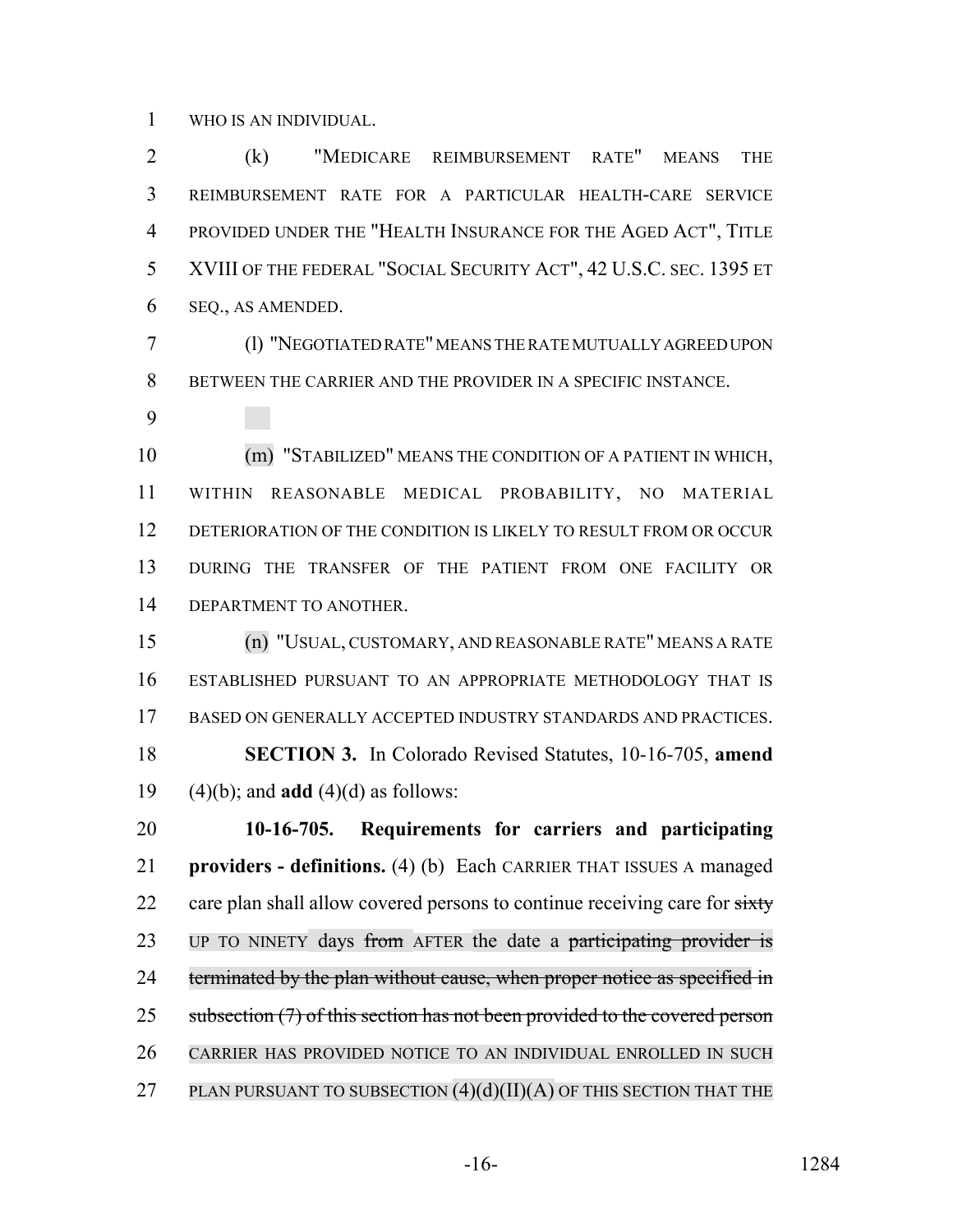WHO IS AN INDIVIDUAL.

(k) "MEDICARE REIMBURSEMENT RATE" MEANS THE REIMBURSEMENT RATE FOR A PARTICULAR HEALTH-CARE SERVICE PROVIDED UNDER THE "HEALTH INSURANCE FOR THE AGED ACT", TITLE XVIII OF THE FEDERAL "SOCIAL SECURITY ACT", 42 U.S.C. SEC. 1395 ET SEQ., AS AMENDED.

(l) "NEGOTIATED RATE" MEANS THE RATE MUTUALLY AGREED UPON BETWEEN THE CARRIER AND THE PROVIDER IN A SPECIFIC INSTANCE.

(m) "STABILIZED" MEANS THE CONDITION OF A PATIENT IN WHICH, WITHIN REASONABLE MEDICAL PROBABILITY, NO MATERIAL DETERIORATION OF THE CONDITION IS LIKELY TO RESULT FROM OR OCCUR DURING THE TRANSFER OF THE PATIENT FROM ONE FACILITY OR DEPARTMENT TO ANOTHER.

(n) "USUAL, CUSTOMARY, AND REASONABLE RATE" MEANS A RATE ESTABLISHED PURSUANT TO AN APPROPRIATE METHODOLOGY THAT IS BASED ON GENERALLY ACCEPTED INDUSTRY STANDARDS AND PRACTICES.

**SECTION 3.** In Colorado Revised Statutes, 10-16-705, **amend** (4)(b); and **add** (4)(d) as follows:

**10-16-705. Requirements for carriers and participating providers - definitions.** (4) (b) Each CARRIER THAT ISSUES A managed care plan shall allow covered persons to continue receiving care for ~~sixty~~ UP TO NINETY days ~~from~~ AFTER the date a ~~participating provider is terminated by the plan without cause, when proper notice as specified in subsection (7) of this section has not been provided to the covered person~~ CARRIER HAS PROVIDED NOTICE TO AN INDIVIDUAL ENROLLED IN SUCH PLAN PURSUANT TO SUBSECTION (4)(d)(II)(A) OF THIS SECTION THAT THE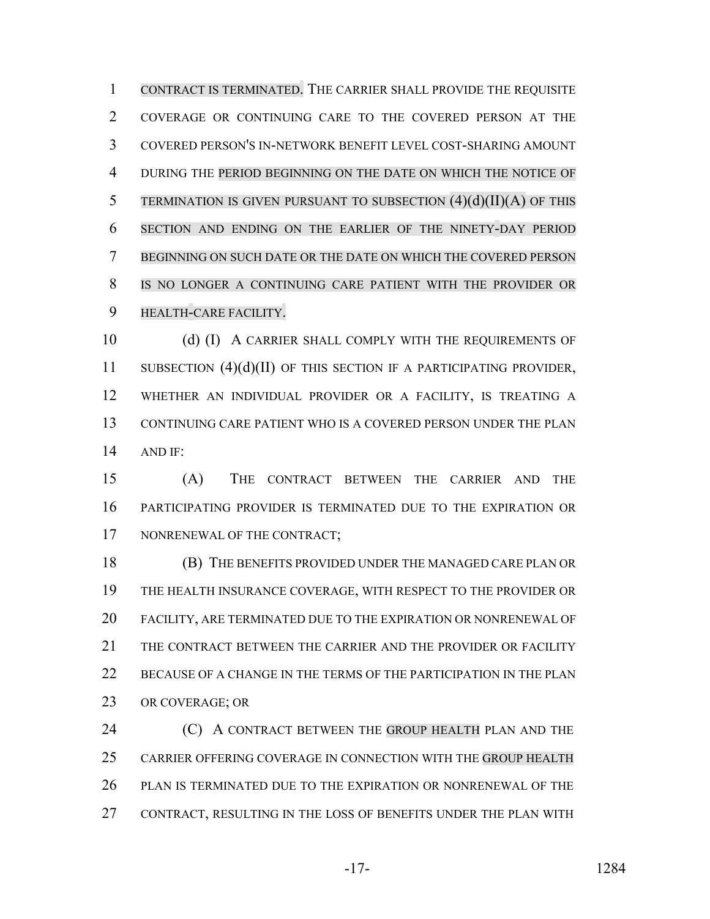CONTRACT IS TERMINATED. THE CARRIER SHALL PROVIDE THE REQUISITE COVERAGE OR CONTINUING CARE TO THE COVERED PERSON AT THE COVERED PERSON'S IN-NETWORK BENEFIT LEVEL COST-SHARING AMOUNT DURING THE PERIOD BEGINNING ON THE DATE ON WHICH THE NOTICE OF TERMINATION IS GIVEN PURSUANT TO SUBSECTION (4)(d)(II)(A) OF THIS SECTION AND ENDING ON THE EARLIER OF THE NINETY-DAY PERIOD BEGINNING ON SUCH DATE OR THE DATE ON WHICH THE COVERED PERSON IS NO LONGER A CONTINUING CARE PATIENT WITH THE PROVIDER OR HEALTH-CARE FACILITY.

(d) (I) A CARRIER SHALL COMPLY WITH THE REQUIREMENTS OF SUBSECTION (4)(d)(II) OF THIS SECTION IF A PARTICIPATING PROVIDER, WHETHER AN INDIVIDUAL PROVIDER OR A FACILITY, IS TREATING A CONTINUING CARE PATIENT WHO IS A COVERED PERSON UNDER THE PLAN AND IF:

(A) THE CONTRACT BETWEEN THE CARRIER AND THE PARTICIPATING PROVIDER IS TERMINATED DUE TO THE EXPIRATION OR NONRENEWAL OF THE CONTRACT;

(B) THE BENEFITS PROVIDED UNDER THE MANAGED CARE PLAN OR THE HEALTH INSURANCE COVERAGE, WITH RESPECT TO THE PROVIDER OR FACILITY, ARE TERMINATED DUE TO THE EXPIRATION OR NONRENEWAL OF THE CONTRACT BETWEEN THE CARRIER AND THE PROVIDER OR FACILITY BECAUSE OF A CHANGE IN THE TERMS OF THE PARTICIPATION IN THE PLAN OR COVERAGE; OR

(C) A CONTRACT BETWEEN THE GROUP HEALTH PLAN AND THE CARRIER OFFERING COVERAGE IN CONNECTION WITH THE GROUP HEALTH PLAN IS TERMINATED DUE TO THE EXPIRATION OR NONRENEWAL OF THE CONTRACT, RESULTING IN THE LOSS OF BENEFITS UNDER THE PLAN WITH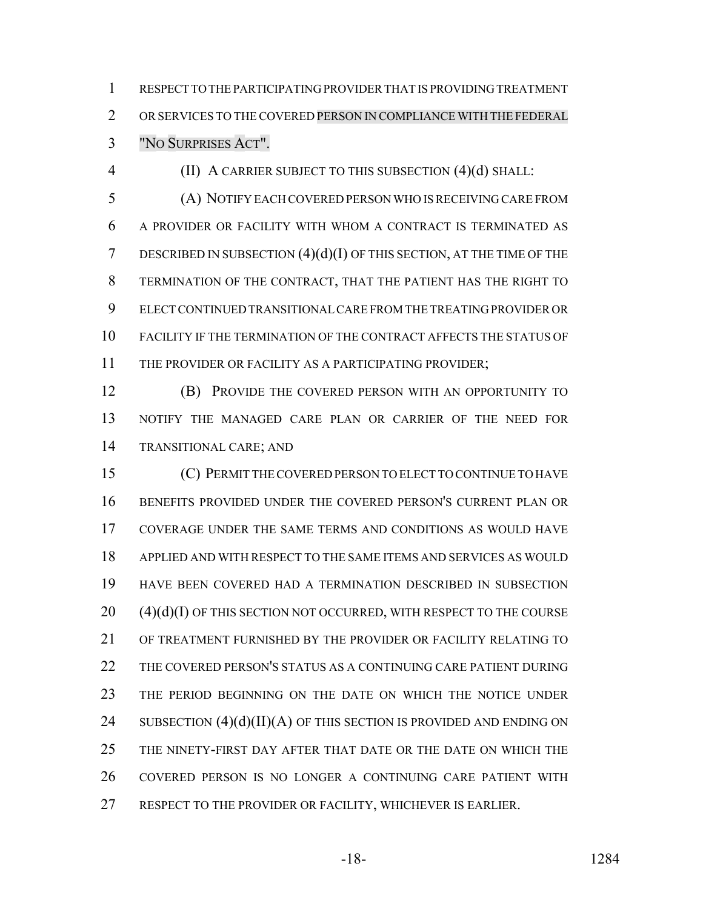RESPECT TO THE PARTICIPATING PROVIDER THAT IS PROVIDING TREATMENT OR SERVICES TO THE COVERED PERSON IN COMPLIANCE WITH THE FEDERAL "NO SURPRISES ACT".

(II) A CARRIER SUBJECT TO THIS SUBSECTION (4)(d) SHALL:

(A) NOTIFY EACH COVERED PERSON WHO IS RECEIVING CARE FROM A PROVIDER OR FACILITY WITH WHOM A CONTRACT IS TERMINATED AS DESCRIBED IN SUBSECTION (4)(d)(I) OF THIS SECTION, AT THE TIME OF THE TERMINATION OF THE CONTRACT, THAT THE PATIENT HAS THE RIGHT TO ELECT CONTINUED TRANSITIONAL CARE FROM THE TREATING PROVIDER OR FACILITY IF THE TERMINATION OF THE CONTRACT AFFECTS THE STATUS OF THE PROVIDER OR FACILITY AS A PARTICIPATING PROVIDER;

(B) PROVIDE THE COVERED PERSON WITH AN OPPORTUNITY TO NOTIFY THE MANAGED CARE PLAN OR CARRIER OF THE NEED FOR TRANSITIONAL CARE; AND

(C) PERMIT THE COVERED PERSON TO ELECT TO CONTINUE TO HAVE BENEFITS PROVIDED UNDER THE COVERED PERSON'S CURRENT PLAN OR COVERAGE UNDER THE SAME TERMS AND CONDITIONS AS WOULD HAVE APPLIED AND WITH RESPECT TO THE SAME ITEMS AND SERVICES AS WOULD HAVE BEEN COVERED HAD A TERMINATION DESCRIBED IN SUBSECTION (4)(d)(I) OF THIS SECTION NOT OCCURRED, WITH RESPECT TO THE COURSE OF TREATMENT FURNISHED BY THE PROVIDER OR FACILITY RELATING TO THE COVERED PERSON'S STATUS AS A CONTINUING CARE PATIENT DURING THE PERIOD BEGINNING ON THE DATE ON WHICH THE NOTICE UNDER SUBSECTION (4)(d)(II)(A) OF THIS SECTION IS PROVIDED AND ENDING ON THE NINETY-FIRST DAY AFTER THAT DATE OR THE DATE ON WHICH THE COVERED PERSON IS NO LONGER A CONTINUING CARE PATIENT WITH RESPECT TO THE PROVIDER OR FACILITY, WHICHEVER IS EARLIER.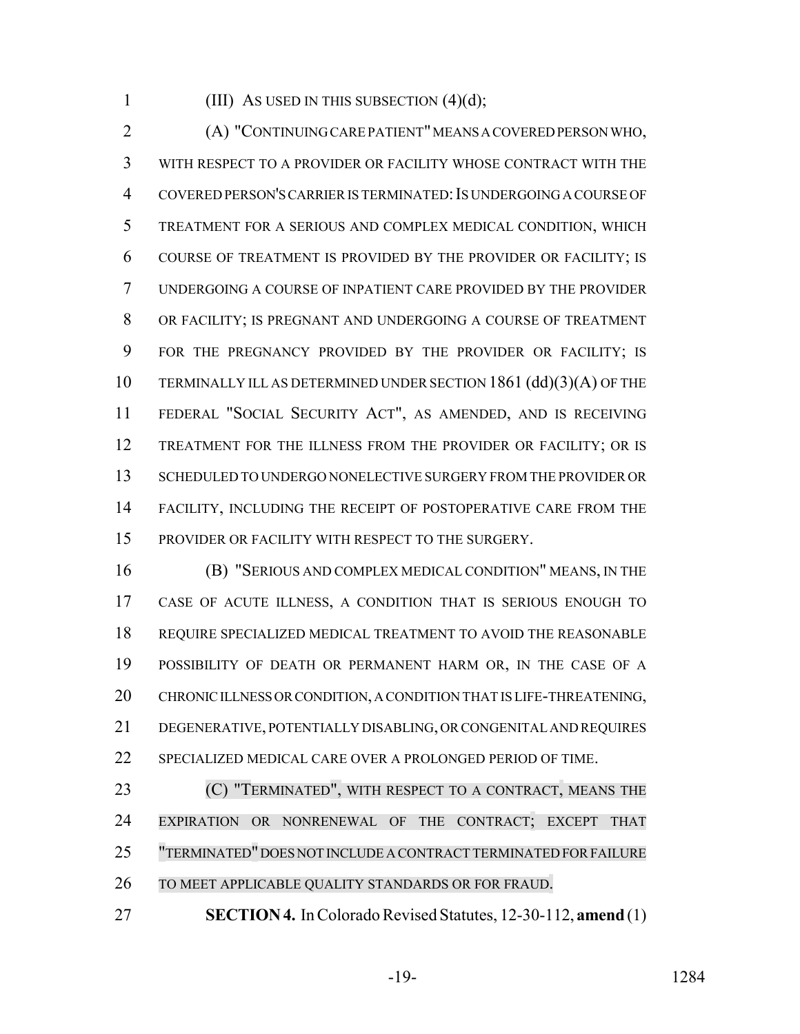(III) AS USED IN THIS SUBSECTION (4)(d);

(A) "CONTINUING CARE PATIENT" MEANS A COVERED PERSON WHO, WITH RESPECT TO A PROVIDER OR FACILITY WHOSE CONTRACT WITH THE COVERED PERSON'S CARRIER IS TERMINATED: IS UNDERGOING A COURSE OF TREATMENT FOR A SERIOUS AND COMPLEX MEDICAL CONDITION, WHICH COURSE OF TREATMENT IS PROVIDED BY THE PROVIDER OR FACILITY; IS UNDERGOING A COURSE OF INPATIENT CARE PROVIDED BY THE PROVIDER OR FACILITY; IS PREGNANT AND UNDERGOING A COURSE OF TREATMENT FOR THE PREGNANCY PROVIDED BY THE PROVIDER OR FACILITY; IS TERMINALLY ILL AS DETERMINED UNDER SECTION 1861 (dd)(3)(A) OF THE FEDERAL "SOCIAL SECURITY ACT", AS AMENDED, AND IS RECEIVING TREATMENT FOR THE ILLNESS FROM THE PROVIDER OR FACILITY; OR IS SCHEDULED TO UNDERGO NONELECTIVE SURGERY FROM THE PROVIDER OR FACILITY, INCLUDING THE RECEIPT OF POSTOPERATIVE CARE FROM THE PROVIDER OR FACILITY WITH RESPECT TO THE SURGERY.

(B) "SERIOUS AND COMPLEX MEDICAL CONDITION" MEANS, IN THE CASE OF ACUTE ILLNESS, A CONDITION THAT IS SERIOUS ENOUGH TO REQUIRE SPECIALIZED MEDICAL TREATMENT TO AVOID THE REASONABLE POSSIBILITY OF DEATH OR PERMANENT HARM OR, IN THE CASE OF A CHRONIC ILLNESS OR CONDITION, A CONDITION THAT IS LIFE-THREATENING, DEGENERATIVE, POTENTIALLY DISABLING, OR CONGENITAL AND REQUIRES SPECIALIZED MEDICAL CARE OVER A PROLONGED PERIOD OF TIME.

(C) "TERMINATED", WITH RESPECT TO A CONTRACT, MEANS THE EXPIRATION OR NONRENEWAL OF THE CONTRACT; EXCEPT THAT "TERMINATED" DOES NOT INCLUDE A CONTRACT TERMINATED FOR FAILURE TO MEET APPLICABLE QUALITY STANDARDS OR FOR FRAUD.

**SECTION 4.** In Colorado Revised Statutes, 12-30-112, **amend** (1)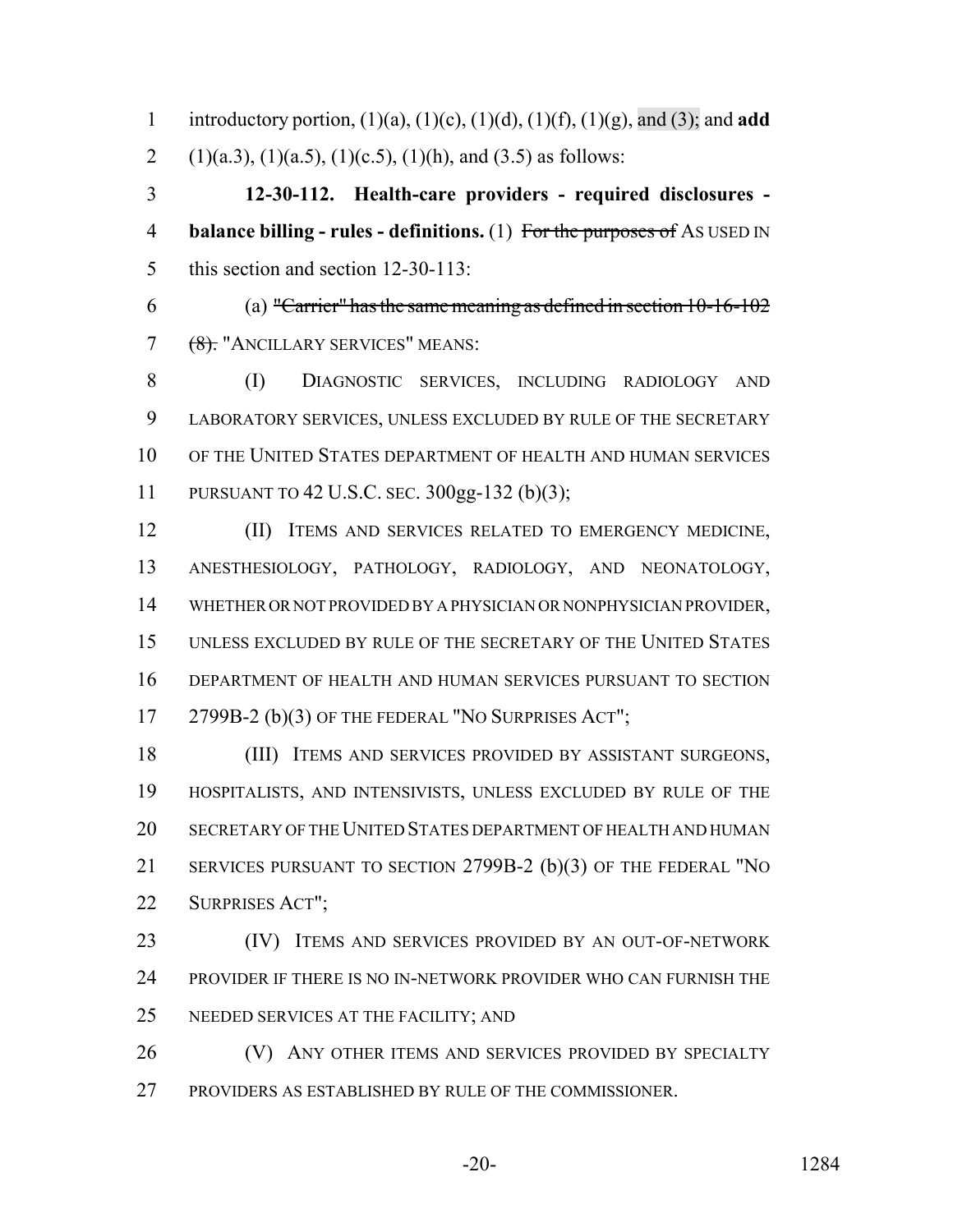introductory portion, (1)(a), (1)(c), (1)(d), (1)(f), (1)(g), and (3); and **add** (1)(a.3), (1)(a.5), (1)(c.5), (1)(h), and (3.5) as follows:

**12-30-112. Health-care providers - required disclosures - balance billing - rules - definitions.** (1) ~~For the purposes of~~ AS USED IN this section and section 12-30-113:

(a) ~~"Carrier" has the same meaning as defined in section 10-16-102 (8).~~ "ANCILLARY SERVICES" MEANS:

(I) DIAGNOSTIC SERVICES, INCLUDING RADIOLOGY AND LABORATORY SERVICES, UNLESS EXCLUDED BY RULE OF THE SECRETARY OF THE UNITED STATES DEPARTMENT OF HEALTH AND HUMAN SERVICES PURSUANT TO 42 U.S.C. SEC. 300gg-132 (b)(3);

(II) ITEMS AND SERVICES RELATED TO EMERGENCY MEDICINE, ANESTHESIOLOGY, PATHOLOGY, RADIOLOGY, AND NEONATOLOGY, WHETHER OR NOT PROVIDED BY A PHYSICIAN OR NONPHYSICIAN PROVIDER, UNLESS EXCLUDED BY RULE OF THE SECRETARY OF THE UNITED STATES DEPARTMENT OF HEALTH AND HUMAN SERVICES PURSUANT TO SECTION 2799B-2 (b)(3) OF THE FEDERAL "NO SURPRISES ACT";

(III) ITEMS AND SERVICES PROVIDED BY ASSISTANT SURGEONS, HOSPITALISTS, AND INTENSIVISTS, UNLESS EXCLUDED BY RULE OF THE SECRETARY OF THE UNITED STATES DEPARTMENT OF HEALTH AND HUMAN SERVICES PURSUANT TO SECTION 2799B-2 (b)(3) OF THE FEDERAL "NO SURPRISES ACT";

(IV) ITEMS AND SERVICES PROVIDED BY AN OUT-OF-NETWORK PROVIDER IF THERE IS NO IN-NETWORK PROVIDER WHO CAN FURNISH THE NEEDED SERVICES AT THE FACILITY; AND

(V) ANY OTHER ITEMS AND SERVICES PROVIDED BY SPECIALTY PROVIDERS AS ESTABLISHED BY RULE OF THE COMMISSIONER.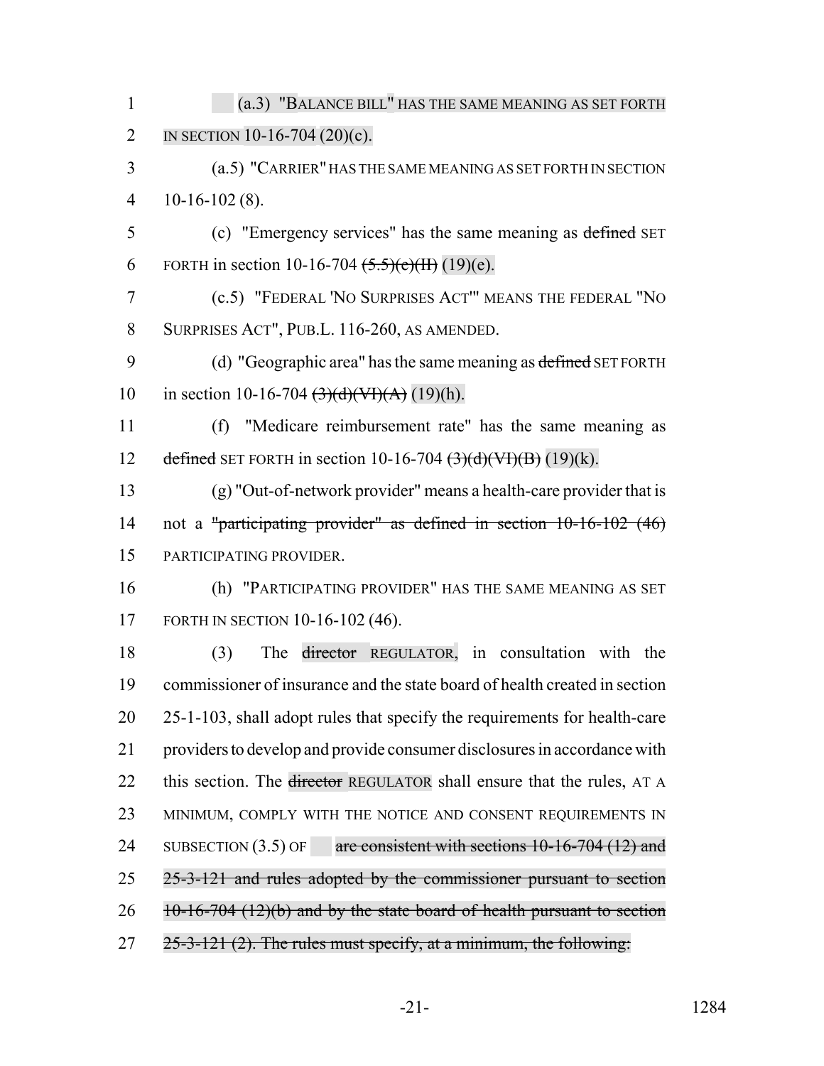(a.3) "BALANCE BILL" HAS THE SAME MEANING AS SET FORTH IN SECTION 10-16-704 (20)(c).

(a.5) "CARRIER" HAS THE SAME MEANING AS SET FORTH IN SECTION 10-16-102 (8).

(c) "Emergency services" has the same meaning as ~~defined~~ SET FORTH in section 10-16-704 ~~(5.5)(c)(II)~~ (19)(e).

(c.5) "FEDERAL 'NO SURPRISES ACT'" MEANS THE FEDERAL "NO SURPRISES ACT", PUB.L. 116-260, AS AMENDED.

(d) "Geographic area" has the same meaning as ~~defined~~ SET FORTH in section 10-16-704 ~~(3)(d)(VI)(A)~~ (19)(h).

(f) "Medicare reimbursement rate" has the same meaning as ~~defined~~ SET FORTH in section 10-16-704 ~~(3)(d)(VI)(B)~~ (19)(k).

(g) "Out-of-network provider" means a health-care provider that is not a ~~"participating provider" as defined in section 10-16-102 (46)~~ PARTICIPATING PROVIDER.

(h) "PARTICIPATING PROVIDER" HAS THE SAME MEANING AS SET FORTH IN SECTION 10-16-102 (46).

(3) The ~~director~~ REGULATOR, in consultation with the commissioner of insurance and the state board of health created in section 25-1-103, shall adopt rules that specify the requirements for health-care providers to develop and provide consumer disclosures in accordance with this section. The ~~director~~ REGULATOR shall ensure that the rules, AT A MINIMUM, COMPLY WITH THE NOTICE AND CONSENT REQUIREMENTS IN SUBSECTION (3.5) OF ~~are consistent with sections 10-16-704 (12) and 25-3-121 and rules adopted by the commissioner pursuant to section 10-16-704 (12)(b) and by the state board of health pursuant to section 25-3-121 (2). The rules must specify, at a minimum, the following:~~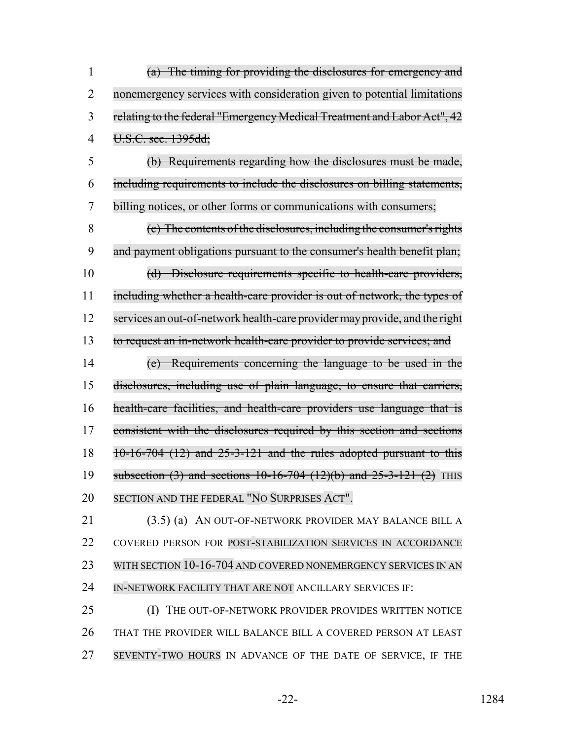~~(a) The timing for providing the disclosures for emergency and nonemergency services with consideration given to potential limitations relating to the federal "Emergency Medical Treatment and Labor Act", 42 U.S.C. sec. 1395dd;~~

~~(b) Requirements regarding how the disclosures must be made, including requirements to include the disclosures on billing statements, billing notices, or other forms or communications with consumers;~~

~~(c) The contents of the disclosures, including the consumer's rights and payment obligations pursuant to the consumer's health benefit plan;~~

~~(d) Disclosure requirements specific to health-care providers, including whether a health-care provider is out of network, the types of services an out-of-network health-care provider may provide, and the right to request an in-network health-care provider to provide services; and~~

~~(e) Requirements concerning the language to be used in the disclosures, including use of plain language, to ensure that carriers, health-care facilities, and health-care providers use language that is consistent with the disclosures required by this section and sections 10-16-704 (12) and 25-3-121 and the rules adopted pursuant to this subsection (3) and sections 10-16-704 (12)(b) and 25-3-121 (2)~~ THIS SECTION AND THE FEDERAL "NO SURPRISES ACT".

(3.5) (a) AN OUT-OF-NETWORK PROVIDER MAY BALANCE BILL A COVERED PERSON FOR POST-STABILIZATION SERVICES IN ACCORDANCE WITH SECTION 10-16-704 AND COVERED NONEMERGENCY SERVICES IN AN IN-NETWORK FACILITY THAT ARE NOT ANCILLARY SERVICES IF:

(I) THE OUT-OF-NETWORK PROVIDER PROVIDES WRITTEN NOTICE THAT THE PROVIDER WILL BALANCE BILL A COVERED PERSON AT LEAST SEVENTY-TWO HOURS IN ADVANCE OF THE DATE OF SERVICE, IF THE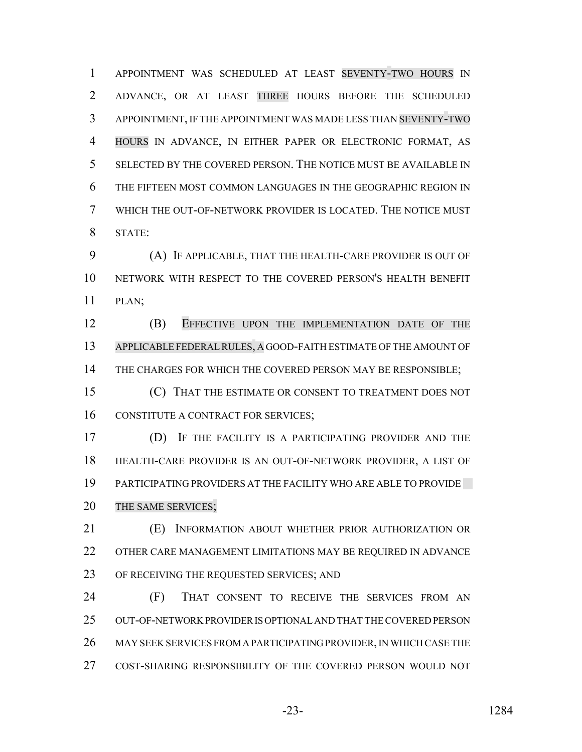APPOINTMENT WAS SCHEDULED AT LEAST SEVENTY-TWO HOURS IN ADVANCE, OR AT LEAST THREE HOURS BEFORE THE SCHEDULED APPOINTMENT, IF THE APPOINTMENT WAS MADE LESS THAN SEVENTY-TWO HOURS IN ADVANCE, IN EITHER PAPER OR ELECTRONIC FORMAT, AS SELECTED BY THE COVERED PERSON. THE NOTICE MUST BE AVAILABLE IN THE FIFTEEN MOST COMMON LANGUAGES IN THE GEOGRAPHIC REGION IN WHICH THE OUT-OF-NETWORK PROVIDER IS LOCATED. THE NOTICE MUST STATE:

(A) IF APPLICABLE, THAT THE HEALTH-CARE PROVIDER IS OUT OF NETWORK WITH RESPECT TO THE COVERED PERSON'S HEALTH BENEFIT PLAN;

(B) EFFECTIVE UPON THE IMPLEMENTATION DATE OF THE APPLICABLE FEDERAL RULES, A GOOD-FAITH ESTIMATE OF THE AMOUNT OF THE CHARGES FOR WHICH THE COVERED PERSON MAY BE RESPONSIBLE;

(C) THAT THE ESTIMATE OR CONSENT TO TREATMENT DOES NOT CONSTITUTE A CONTRACT FOR SERVICES;

(D) IF THE FACILITY IS A PARTICIPATING PROVIDER AND THE HEALTH-CARE PROVIDER IS AN OUT-OF-NETWORK PROVIDER, A LIST OF PARTICIPATING PROVIDERS AT THE FACILITY WHO ARE ABLE TO PROVIDE THE SAME SERVICES;

(E) INFORMATION ABOUT WHETHER PRIOR AUTHORIZATION OR OTHER CARE MANAGEMENT LIMITATIONS MAY BE REQUIRED IN ADVANCE OF RECEIVING THE REQUESTED SERVICES; AND

(F) THAT CONSENT TO RECEIVE THE SERVICES FROM AN OUT-OF-NETWORK PROVIDER IS OPTIONAL AND THAT THE COVERED PERSON MAY SEEK SERVICES FROM A PARTICIPATING PROVIDER, IN WHICH CASE THE COST-SHARING RESPONSIBILITY OF THE COVERED PERSON WOULD NOT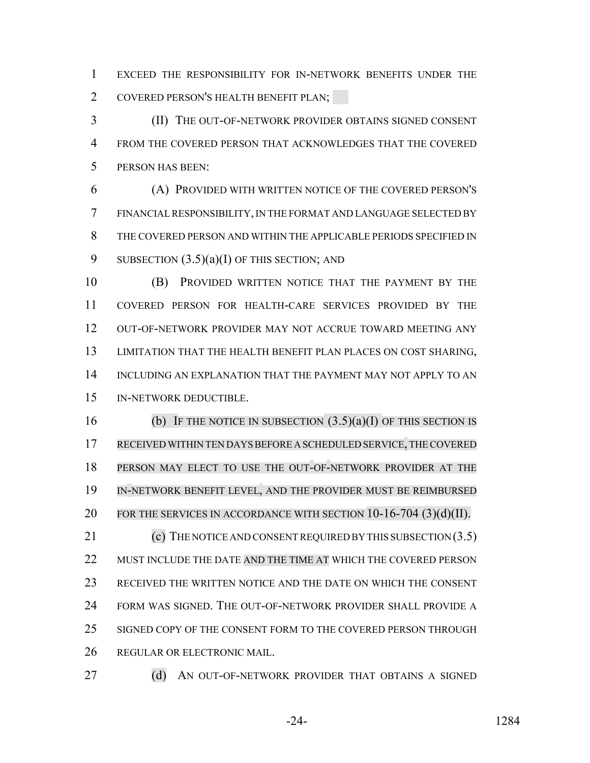EXCEED THE RESPONSIBILITY FOR IN-NETWORK BENEFITS UNDER THE COVERED PERSON'S HEALTH BENEFIT PLAN;

(II) THE OUT-OF-NETWORK PROVIDER OBTAINS SIGNED CONSENT FROM THE COVERED PERSON THAT ACKNOWLEDGES THAT THE COVERED PERSON HAS BEEN:

(A) PROVIDED WITH WRITTEN NOTICE OF THE COVERED PERSON'S FINANCIAL RESPONSIBILITY, IN THE FORMAT AND LANGUAGE SELECTED BY THE COVERED PERSON AND WITHIN THE APPLICABLE PERIODS SPECIFIED IN SUBSECTION (3.5)(a)(I) OF THIS SECTION; AND

(B) PROVIDED WRITTEN NOTICE THAT THE PAYMENT BY THE COVERED PERSON FOR HEALTH-CARE SERVICES PROVIDED BY THE OUT-OF-NETWORK PROVIDER MAY NOT ACCRUE TOWARD MEETING ANY LIMITATION THAT THE HEALTH BENEFIT PLAN PLACES ON COST SHARING, INCLUDING AN EXPLANATION THAT THE PAYMENT MAY NOT APPLY TO AN IN-NETWORK DEDUCTIBLE.

(b) IF THE NOTICE IN SUBSECTION (3.5)(a)(I) OF THIS SECTION IS RECEIVED WITHIN TEN DAYS BEFORE A SCHEDULED SERVICE, THE COVERED PERSON MAY ELECT TO USE THE OUT-OF-NETWORK PROVIDER AT THE IN-NETWORK BENEFIT LEVEL, AND THE PROVIDER MUST BE REIMBURSED FOR THE SERVICES IN ACCORDANCE WITH SECTION 10-16-704 (3)(d)(II).

(c) THE NOTICE AND CONSENT REQUIRED BY THIS SUBSECTION (3.5) MUST INCLUDE THE DATE AND THE TIME AT WHICH THE COVERED PERSON RECEIVED THE WRITTEN NOTICE AND THE DATE ON WHICH THE CONSENT FORM WAS SIGNED. THE OUT-OF-NETWORK PROVIDER SHALL PROVIDE A SIGNED COPY OF THE CONSENT FORM TO THE COVERED PERSON THROUGH REGULAR OR ELECTRONIC MAIL.

(d) AN OUT-OF-NETWORK PROVIDER THAT OBTAINS A SIGNED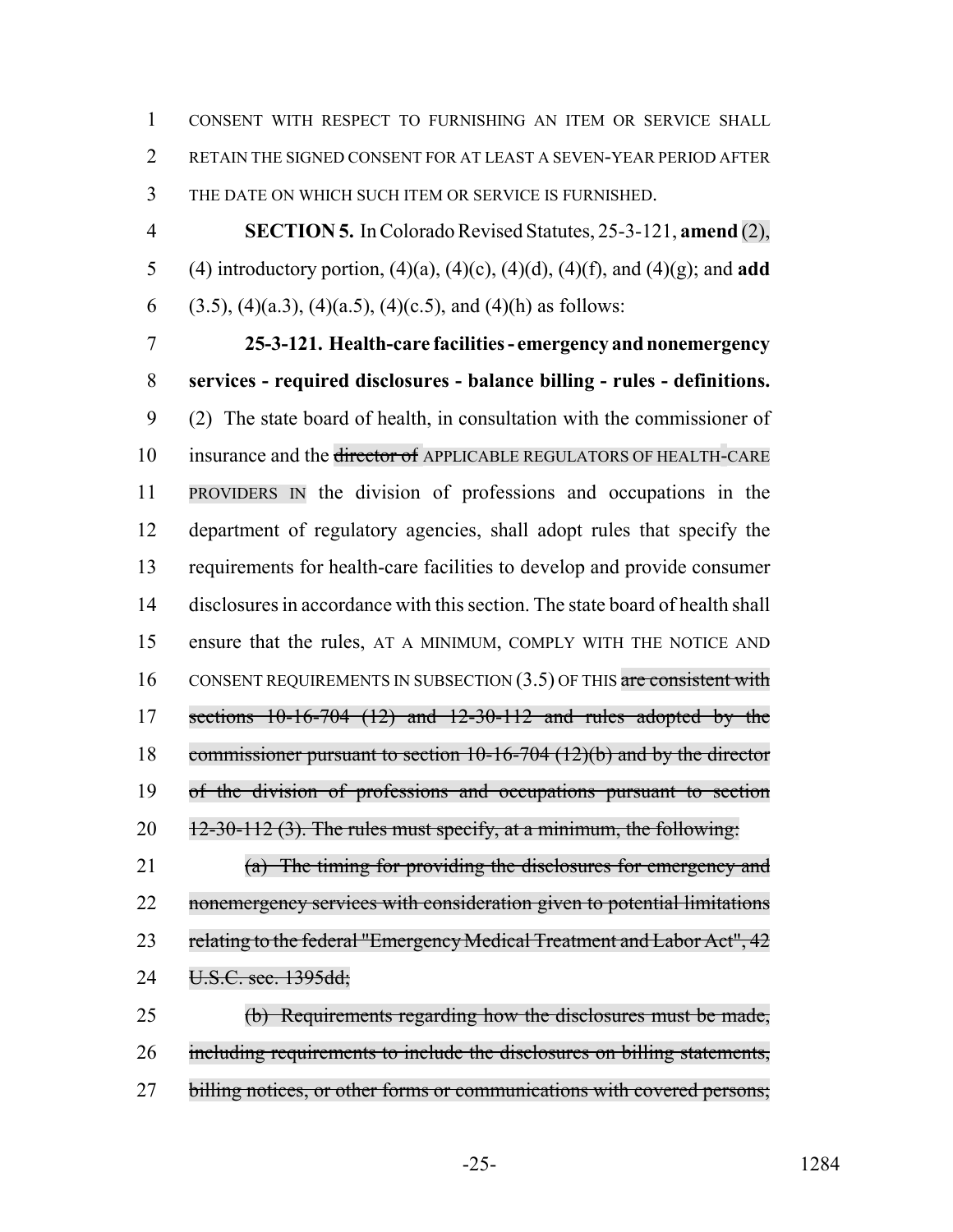CONSENT WITH RESPECT TO FURNISHING AN ITEM OR SERVICE SHALL RETAIN THE SIGNED CONSENT FOR AT LEAST A SEVEN-YEAR PERIOD AFTER THE DATE ON WHICH SUCH ITEM OR SERVICE IS FURNISHED.

**SECTION 5.** In Colorado Revised Statutes, 25-3-121, **amend** (2), (4) introductory portion, (4)(a), (4)(c), (4)(d), (4)(f), and (4)(g); and **add** (3.5), (4)(a.3), (4)(a.5), (4)(c.5), and (4)(h) as follows:

**25-3-121. Health-care facilities - emergency and nonemergency services - required disclosures - balance billing - rules - definitions.** (2) The state board of health, in consultation with the commissioner of insurance and the ~~director of~~ APPLICABLE REGULATORS OF HEALTH-CARE PROVIDERS IN the division of professions and occupations in the department of regulatory agencies, shall adopt rules that specify the requirements for health-care facilities to develop and provide consumer disclosures in accordance with this section. The state board of health shall ensure that the rules, AT A MINIMUM, COMPLY WITH THE NOTICE AND CONSENT REQUIREMENTS IN SUBSECTION (3.5) OF THIS ~~are consistent with sections 10-16-704 (12) and 12-30-112 and rules adopted by the commissioner pursuant to section 10-16-704 (12)(b) and by the director of the division of professions and occupations pursuant to section 12-30-112 (3). The rules must specify, at a minimum, the following:~~

~~(a) The timing for providing the disclosures for emergency and nonemergency services with consideration given to potential limitations relating to the federal "Emergency Medical Treatment and Labor Act", 42 U.S.C. sec. 1395dd;~~

~~(b) Requirements regarding how the disclosures must be made, including requirements to include the disclosures on billing statements, billing notices, or other forms or communications with covered persons;~~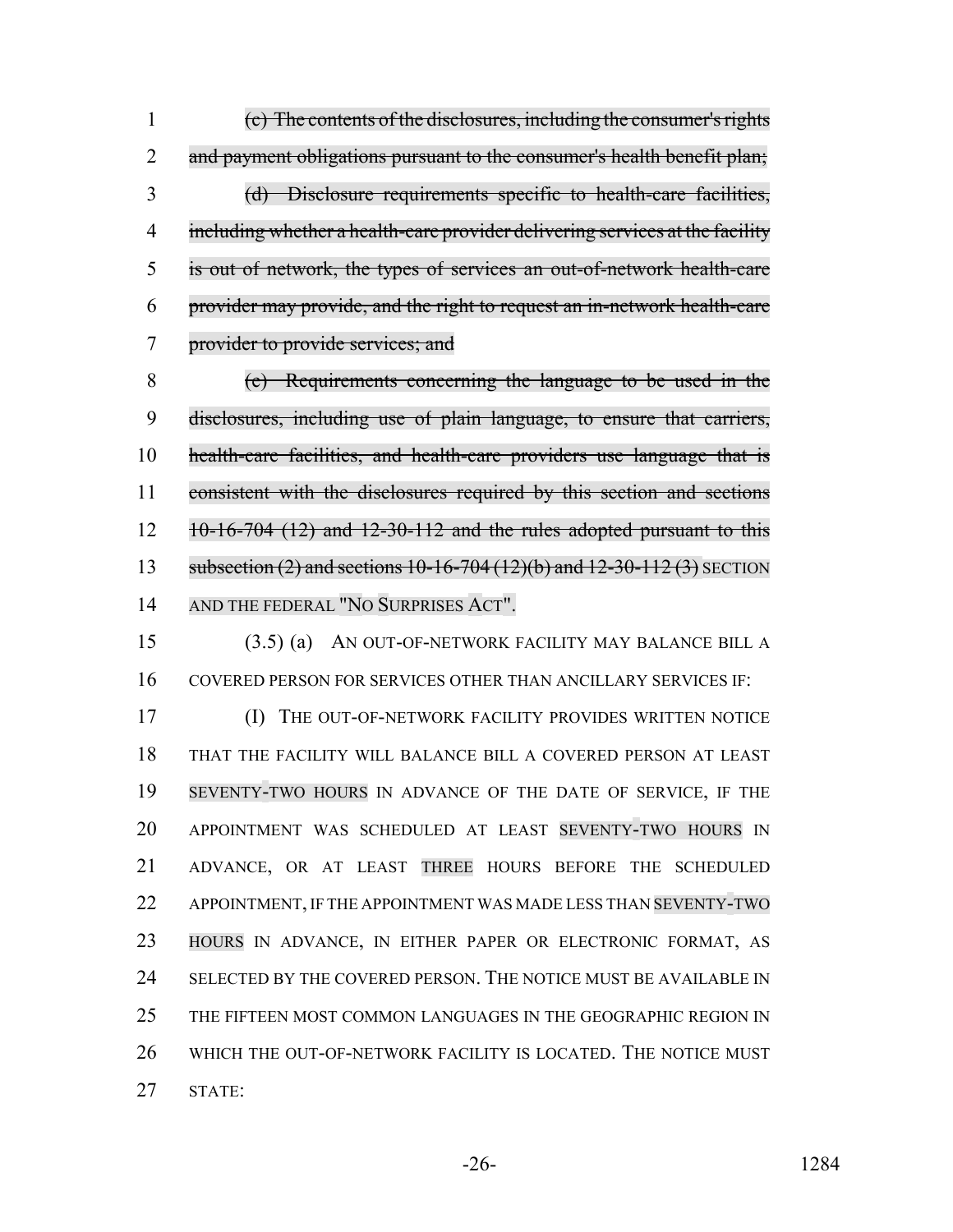~~(c) The contents of the disclosures, including the consumer's rights and payment obligations pursuant to the consumer's health benefit plan;~~

~~(d) Disclosure requirements specific to health-care facilities, including whether a health-care provider delivering services at the facility is out of network, the types of services an out-of-network health-care provider may provide, and the right to request an in-network health-care provider to provide services; and~~

~~(e) Requirements concerning the language to be used in the disclosures, including use of plain language, to ensure that carriers, health-care facilities, and health-care providers use language that is consistent with the disclosures required by this section and sections 10-16-704 (12) and 12-30-112 and the rules adopted pursuant to this subsection (2) and sections 10-16-704 (12)(b) and 12-30-112 (3)~~ SECTION AND THE FEDERAL "NO SURPRISES ACT".

(3.5) (a) AN OUT-OF-NETWORK FACILITY MAY BALANCE BILL A COVERED PERSON FOR SERVICES OTHER THAN ANCILLARY SERVICES IF:

(I) THE OUT-OF-NETWORK FACILITY PROVIDES WRITTEN NOTICE THAT THE FACILITY WILL BALANCE BILL A COVERED PERSON AT LEAST SEVENTY-TWO HOURS IN ADVANCE OF THE DATE OF SERVICE, IF THE APPOINTMENT WAS SCHEDULED AT LEAST SEVENTY-TWO HOURS IN ADVANCE, OR AT LEAST THREE HOURS BEFORE THE SCHEDULED APPOINTMENT, IF THE APPOINTMENT WAS MADE LESS THAN SEVENTY-TWO HOURS IN ADVANCE, IN EITHER PAPER OR ELECTRONIC FORMAT, AS SELECTED BY THE COVERED PERSON. THE NOTICE MUST BE AVAILABLE IN THE FIFTEEN MOST COMMON LANGUAGES IN THE GEOGRAPHIC REGION IN WHICH THE OUT-OF-NETWORK FACILITY IS LOCATED. THE NOTICE MUST STATE: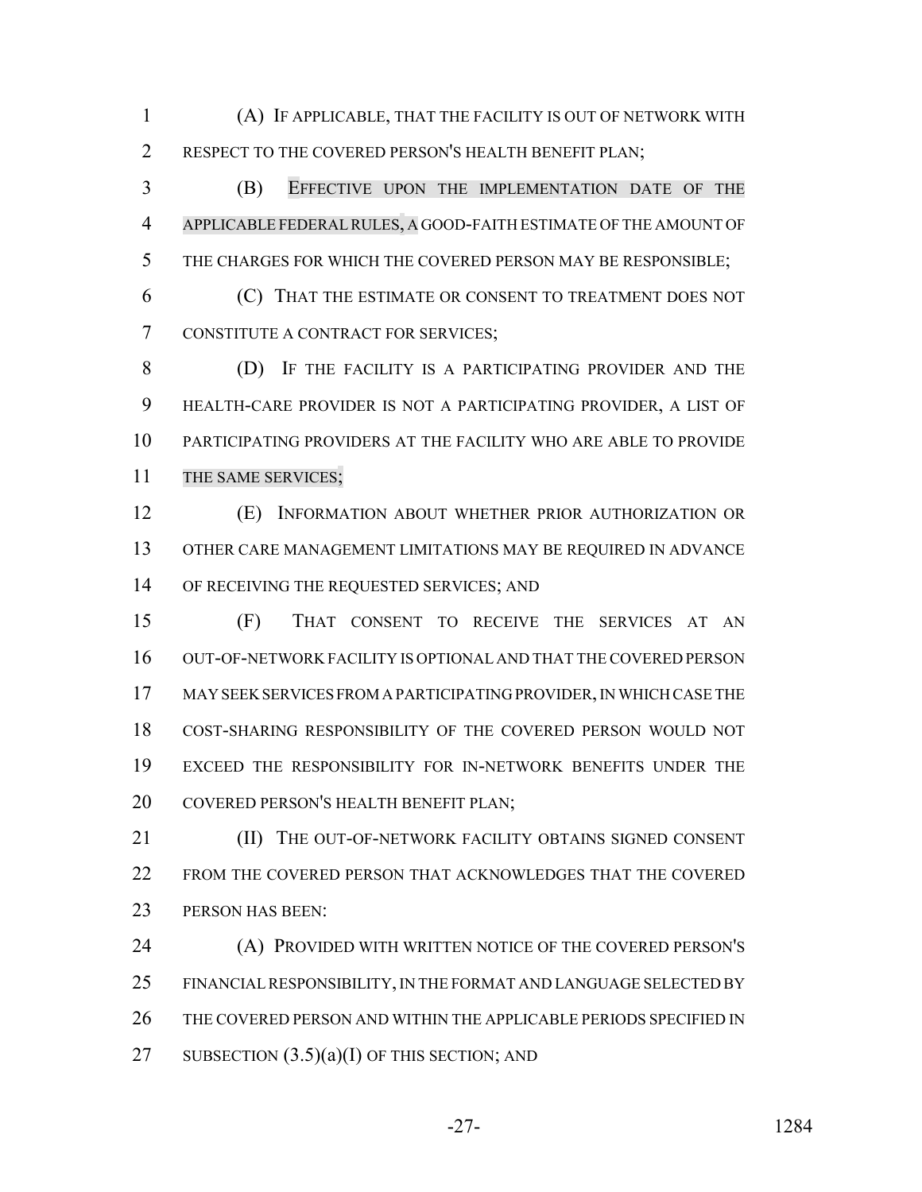(A) IF APPLICABLE, THAT THE FACILITY IS OUT OF NETWORK WITH RESPECT TO THE COVERED PERSON'S HEALTH BENEFIT PLAN;

(B) EFFECTIVE UPON THE IMPLEMENTATION DATE OF THE APPLICABLE FEDERAL RULES, A GOOD-FAITH ESTIMATE OF THE AMOUNT OF THE CHARGES FOR WHICH THE COVERED PERSON MAY BE RESPONSIBLE;

(C) THAT THE ESTIMATE OR CONSENT TO TREATMENT DOES NOT CONSTITUTE A CONTRACT FOR SERVICES;

(D) IF THE FACILITY IS A PARTICIPATING PROVIDER AND THE HEALTH-CARE PROVIDER IS NOT A PARTICIPATING PROVIDER, A LIST OF PARTICIPATING PROVIDERS AT THE FACILITY WHO ARE ABLE TO PROVIDE THE SAME SERVICES;

(E) INFORMATION ABOUT WHETHER PRIOR AUTHORIZATION OR OTHER CARE MANAGEMENT LIMITATIONS MAY BE REQUIRED IN ADVANCE OF RECEIVING THE REQUESTED SERVICES; AND

(F) THAT CONSENT TO RECEIVE THE SERVICES AT AN OUT-OF-NETWORK FACILITY IS OPTIONAL AND THAT THE COVERED PERSON MAY SEEK SERVICES FROM A PARTICIPATING PROVIDER, IN WHICH CASE THE COST-SHARING RESPONSIBILITY OF THE COVERED PERSON WOULD NOT EXCEED THE RESPONSIBILITY FOR IN-NETWORK BENEFITS UNDER THE COVERED PERSON'S HEALTH BENEFIT PLAN;

(II) THE OUT-OF-NETWORK FACILITY OBTAINS SIGNED CONSENT FROM THE COVERED PERSON THAT ACKNOWLEDGES THAT THE COVERED PERSON HAS BEEN:

(A) PROVIDED WITH WRITTEN NOTICE OF THE COVERED PERSON'S FINANCIAL RESPONSIBILITY, IN THE FORMAT AND LANGUAGE SELECTED BY THE COVERED PERSON AND WITHIN THE APPLICABLE PERIODS SPECIFIED IN SUBSECTION (3.5)(a)(I) OF THIS SECTION; AND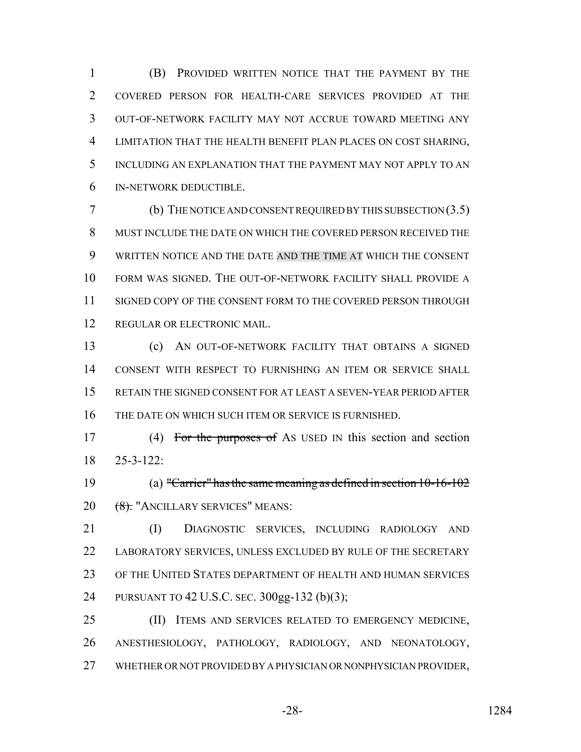(B) PROVIDED WRITTEN NOTICE THAT THE PAYMENT BY THE COVERED PERSON FOR HEALTH-CARE SERVICES PROVIDED AT THE OUT-OF-NETWORK FACILITY MAY NOT ACCRUE TOWARD MEETING ANY LIMITATION THAT THE HEALTH BENEFIT PLAN PLACES ON COST SHARING, INCLUDING AN EXPLANATION THAT THE PAYMENT MAY NOT APPLY TO AN IN-NETWORK DEDUCTIBLE.

(b) THE NOTICE AND CONSENT REQUIRED BY THIS SUBSECTION (3.5) MUST INCLUDE THE DATE ON WHICH THE COVERED PERSON RECEIVED THE WRITTEN NOTICE AND THE DATE AND THE TIME AT WHICH THE CONSENT FORM WAS SIGNED. THE OUT-OF-NETWORK FACILITY SHALL PROVIDE A SIGNED COPY OF THE CONSENT FORM TO THE COVERED PERSON THROUGH REGULAR OR ELECTRONIC MAIL.

(c) AN OUT-OF-NETWORK FACILITY THAT OBTAINS A SIGNED CONSENT WITH RESPECT TO FURNISHING AN ITEM OR SERVICE SHALL RETAIN THE SIGNED CONSENT FOR AT LEAST A SEVEN-YEAR PERIOD AFTER THE DATE ON WHICH SUCH ITEM OR SERVICE IS FURNISHED.

(4) ~~For the purposes of~~ AS USED IN this section and section 25-3-122:

(a) ~~"Carrier" has the same meaning as defined in section 10-16-102 (8).~~ "ANCILLARY SERVICES" MEANS:

(I) DIAGNOSTIC SERVICES, INCLUDING RADIOLOGY AND LABORATORY SERVICES, UNLESS EXCLUDED BY RULE OF THE SECRETARY OF THE UNITED STATES DEPARTMENT OF HEALTH AND HUMAN SERVICES PURSUANT TO 42 U.S.C. SEC. 300gg-132 (b)(3);

(II) ITEMS AND SERVICES RELATED TO EMERGENCY MEDICINE, ANESTHESIOLOGY, PATHOLOGY, RADIOLOGY, AND NEONATOLOGY, WHETHER OR NOT PROVIDED BY A PHYSICIAN OR NONPHYSICIAN PROVIDER,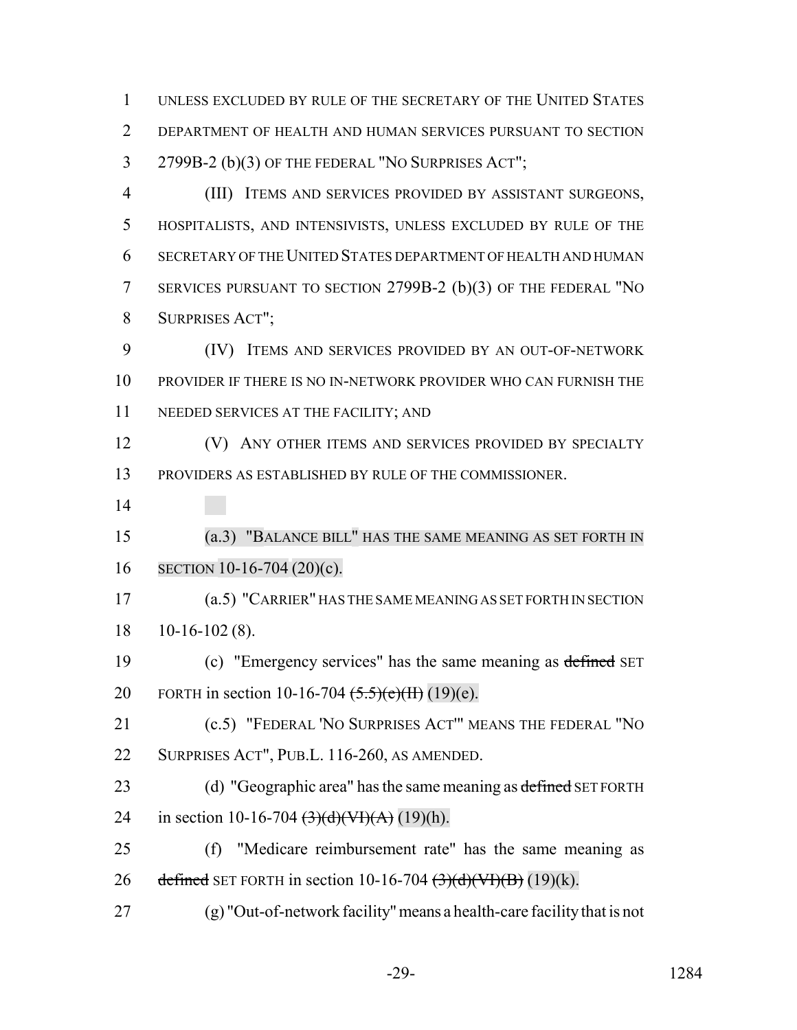UNLESS EXCLUDED BY RULE OF THE SECRETARY OF THE UNITED STATES DEPARTMENT OF HEALTH AND HUMAN SERVICES PURSUANT TO SECTION 2799B-2 (b)(3) OF THE FEDERAL "NO SURPRISES ACT";

(III) ITEMS AND SERVICES PROVIDED BY ASSISTANT SURGEONS, HOSPITALISTS, AND INTENSIVISTS, UNLESS EXCLUDED BY RULE OF THE SECRETARY OF THE UNITED STATES DEPARTMENT OF HEALTH AND HUMAN SERVICES PURSUANT TO SECTION 2799B-2 (b)(3) OF THE FEDERAL "NO SURPRISES ACT";

(IV) ITEMS AND SERVICES PROVIDED BY AN OUT-OF-NETWORK PROVIDER IF THERE IS NO IN-NETWORK PROVIDER WHO CAN FURNISH THE NEEDED SERVICES AT THE FACILITY; AND

(V) ANY OTHER ITEMS AND SERVICES PROVIDED BY SPECIALTY PROVIDERS AS ESTABLISHED BY RULE OF THE COMMISSIONER.

(a.3) "BALANCE BILL" HAS THE SAME MEANING AS SET FORTH IN SECTION 10-16-704 (20)(c).

(a.5) "CARRIER" HAS THE SAME MEANING AS SET FORTH IN SECTION 10-16-102 (8).

(c) "Emergency services" has the same meaning as ~~defined~~ SET FORTH in section 10-16-704 ~~(5.5)(c)(II)~~ (19)(e).

(c.5) "FEDERAL 'NO SURPRISES ACT'" MEANS THE FEDERAL "NO SURPRISES ACT", PUB.L. 116-260, AS AMENDED.

(d) "Geographic area" has the same meaning as ~~defined~~ SET FORTH in section 10-16-704 ~~(3)(d)(VI)(A)~~ (19)(h).

(f) "Medicare reimbursement rate" has the same meaning as ~~defined~~ SET FORTH in section 10-16-704 ~~(3)(d)(VI)(B)~~ (19)(k).

(g) "Out-of-network facility" means a health-care facility that is not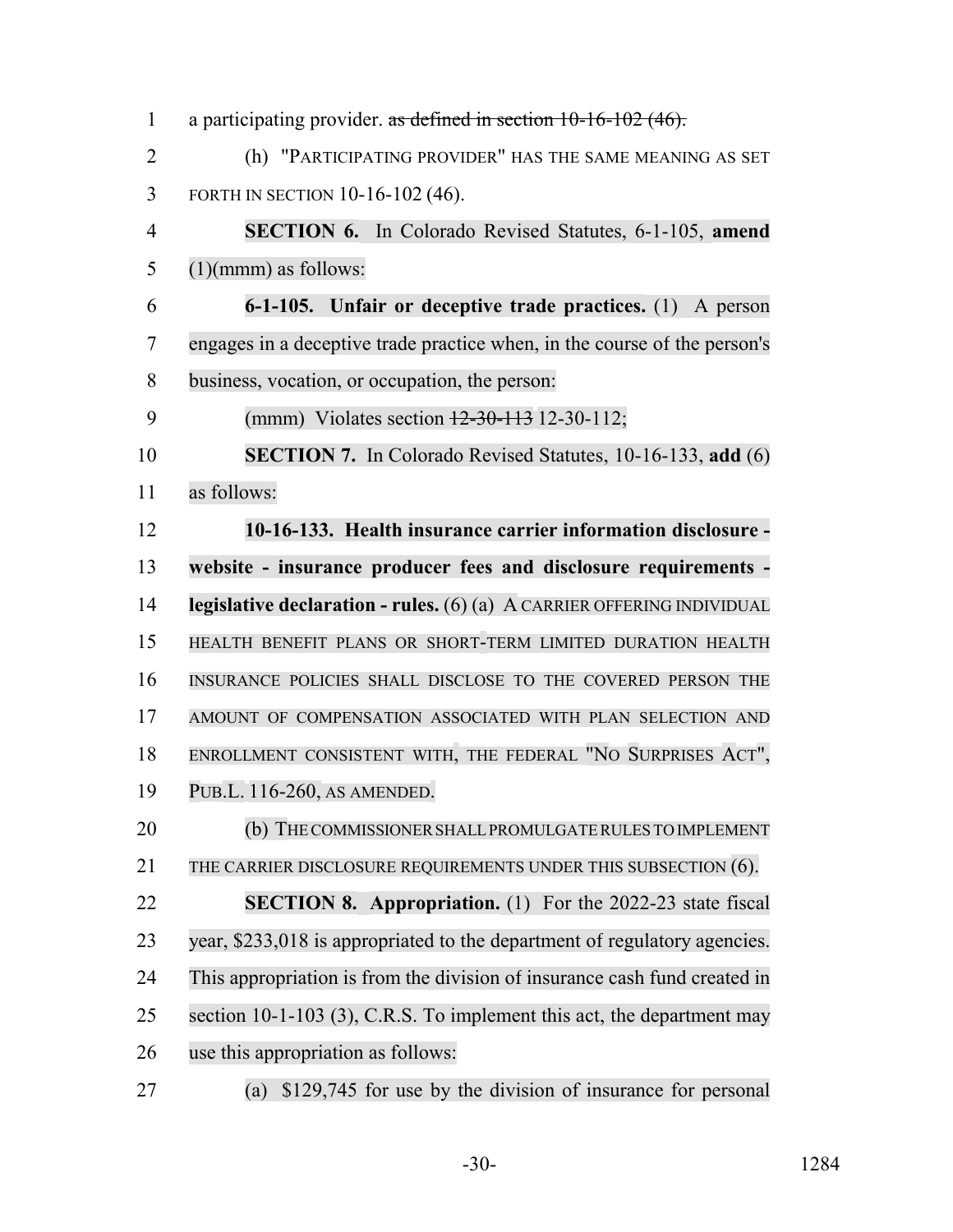a participating provider. ~~as defined in section 10-16-102 (46).~~

(h) "PARTICIPATING PROVIDER" HAS THE SAME MEANING AS SET FORTH IN SECTION 10-16-102 (46).

**SECTION 6.** In Colorado Revised Statutes, 6-1-105, **amend** (1)(mmm) as follows:

**6-1-105. Unfair or deceptive trade practices.** (1) A person engages in a deceptive trade practice when, in the course of the person's business, vocation, or occupation, the person:

(mmm) Violates section ~~12-30-113~~ 12-30-112;

**SECTION 7.** In Colorado Revised Statutes, 10-16-133, **add** (6) as follows:

**10-16-133. Health insurance carrier information disclosure - website - insurance producer fees and disclosure requirements - legislative declaration - rules.** (6) (a) A CARRIER OFFERING INDIVIDUAL HEALTH BENEFIT PLANS OR SHORT-TERM LIMITED DURATION HEALTH INSURANCE POLICIES SHALL DISCLOSE TO THE COVERED PERSON THE AMOUNT OF COMPENSATION ASSOCIATED WITH PLAN SELECTION AND ENROLLMENT CONSISTENT WITH, THE FEDERAL "NO SURPRISES ACT", PUB.L. 116-260, AS AMENDED.

(b) THE COMMISSIONER SHALL PROMULGATE RULES TO IMPLEMENT THE CARRIER DISCLOSURE REQUIREMENTS UNDER THIS SUBSECTION (6).

**SECTION 8. Appropriation.** (1) For the 2022-23 state fiscal year, $233,018 is appropriated to the department of regulatory agencies. This appropriation is from the division of insurance cash fund created in section 10-1-103 (3), C.R.S. To implement this act, the department may use this appropriation as follows:

(a) $129,745 for use by the division of insurance for personal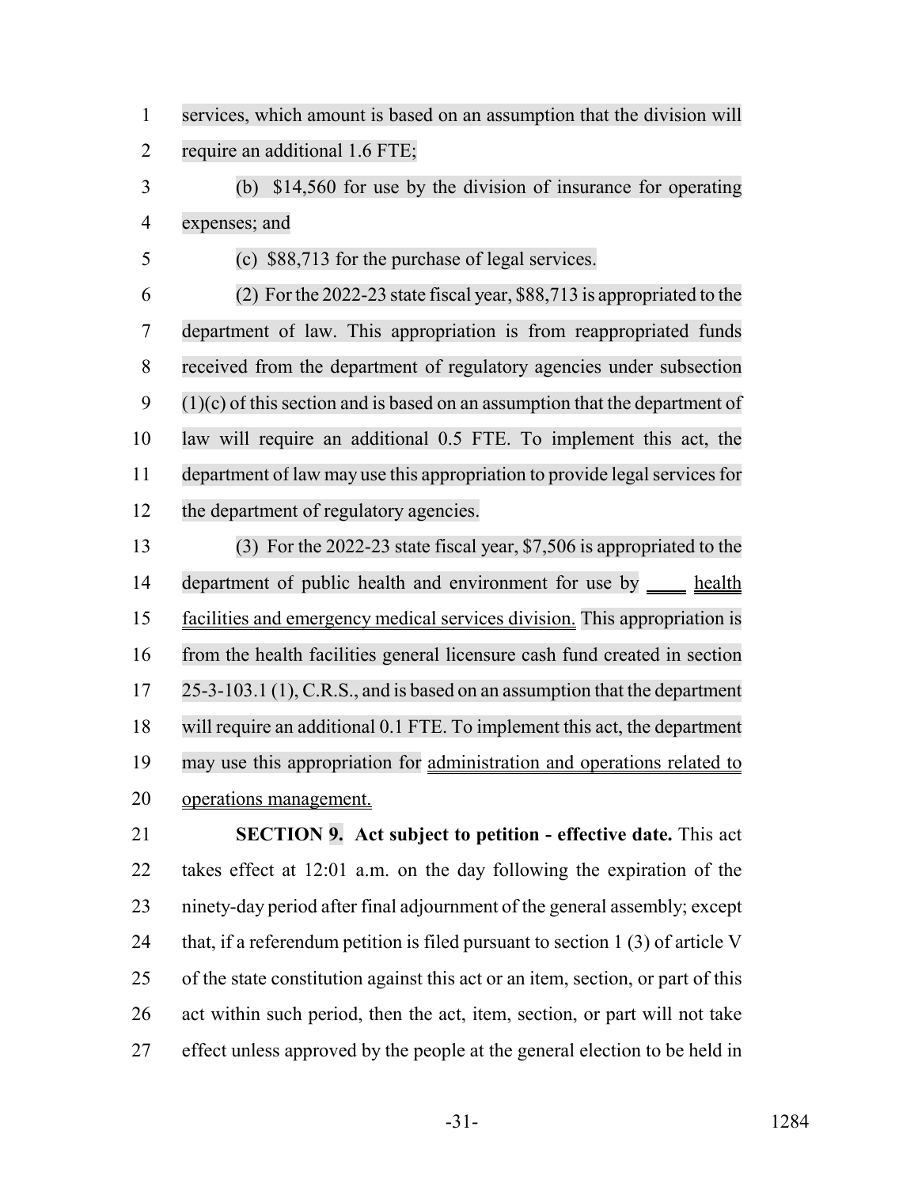services, which amount is based on an assumption that the division will require an additional 1.6 FTE;

(b) $14,560 for use by the division of insurance for operating expenses; and

(c) $88,713 for the purchase of legal services.

(2) For the 2022-23 state fiscal year, $88,713 is appropriated to the department of law. This appropriation is from reappropriated funds received from the department of regulatory agencies under subsection (1)(c) of this section and is based on an assumption that the department of law will require an additional 0.5 FTE. To implement this act, the department of law may use this appropriation to provide legal services for the department of regulatory agencies.

(3) For the 2022-23 state fiscal year, $7,506 is appropriated to the department of public health and environment for use by ____ health facilities and emergency medical services division. This appropriation is from the health facilities general licensure cash fund created in section 25-3-103.1 (1), C.R.S., and is based on an assumption that the department will require an additional 0.1 FTE. To implement this act, the department may use this appropriation for administration and operations related to operations management.

**SECTION 9. Act subject to petition - effective date.** This act takes effect at 12:01 a.m. on the day following the expiration of the ninety-day period after final adjournment of the general assembly; except that, if a referendum petition is filed pursuant to section 1 (3) of article V of the state constitution against this act or an item, section, or part of this act within such period, then the act, item, section, or part will not take effect unless approved by the people at the general election to be held in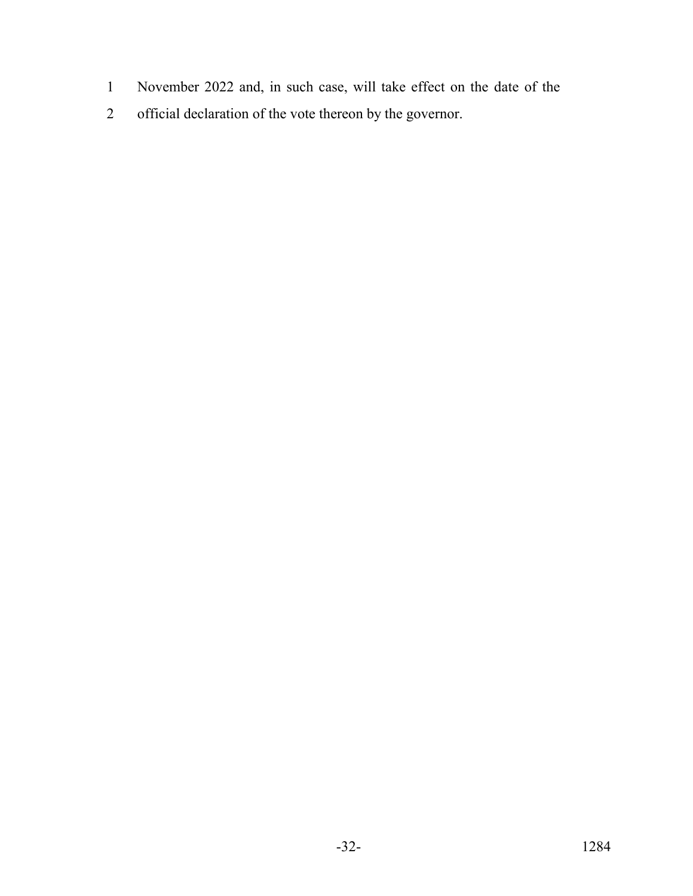November 2022 and, in such case, will take effect on the date of the official declaration of the vote thereon by the governor.